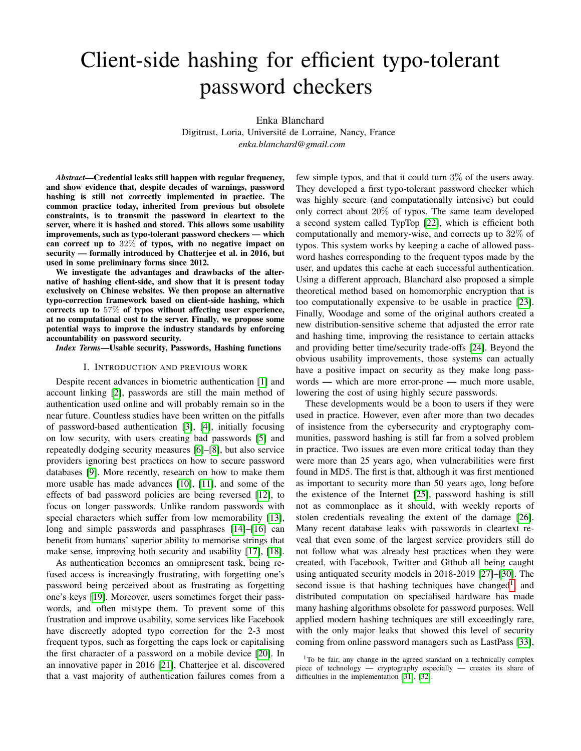# Client-side hashing for efficient typo-tolerant password checkers

Enka Blanchard
Digitrust, Loria, Université de Lorraine, Nancy, France
*enka.blanchard@gmail.com*

***Abstract*—Credential leaks still happen with regular frequency, and show evidence that, despite decades of warnings, password hashing is still not correctly implemented in practice. The common practice today, inherited from previous but obsolete constraints, is to transmit the password in cleartext to the server, where it is hashed and stored. This allows some usability improvements, such as typo-tolerant password checkers — which can correct up to $32\%$ of typos, with no negative impact on security — formally introduced by Chatterjee et al. in 2016, but used in some preliminary forms since 2012.**

**We investigate the advantages and drawbacks of the alternative of hashing client-side, and show that it is present today exclusively on Chinese websites. We then propose an alternative typo-correction framework based on client-side hashing, which corrects up to $57\%$ of typos without affecting user experience, at no computational cost to the server. Finally, we propose some potential ways to improve the industry standards by enforcing accountability on password security.**

***Index Terms*—Usable security, Passwords, Hashing functions**

## I. Introduction and previous work

Despite recent advances in biometric authentication [1] and account linking [2], passwords are still the main method of authentication used online and will probably remain so in the near future. Countless studies have been written on the pitfalls of password-based authentication [3], [4], initially focusing on low security, with users creating bad passwords [5] and repeatedly dodging security measures [6]–[8], but also service providers ignoring best practices on how to secure password databases [9]. More recently, research on how to make them more usable has made advances [10], [11], and some of the effects of bad password policies are being reversed [12], to focus on longer passwords. Unlike random passwords with special characters which suffer from low memorability [13], long and simple passwords and passphrases [14]–[16] can benefit from humans' superior ability to memorise strings that make sense, improving both security and usability [17], [18].

As authentication becomes an omnipresent task, being refused access is increasingly frustrating, with forgetting one's password being perceived about as frustrating as forgetting one's keys [19]. Moreover, users sometimes forget their passwords, and often mistype them. To prevent some of this frustration and improve usability, some services like Facebook have discreetly adopted typo correction for the 2-3 most frequent typos, such as forgetting the caps lock or capitalising the first character of a password on a mobile device [20]. In an innovative paper in 2016 [21], Chatterjee et al. discovered that a vast majority of authentication failures comes from a few simple typos, and that it could turn $3\%$ of the users away. They developed a first typo-tolerant password checker which was highly secure (and computationally intensive) but could only correct about $20\%$ of typos. The same team developed a second system called TypTop [22], which is efficient both computationally and memory-wise, and corrects up to $32\%$ of typos. This system works by keeping a cache of allowed password hashes corresponding to the frequent typos made by the user, and updates this cache at each successful authentication. Using a different approach, Blanchard also proposed a simple theoretical method based on homomorphic encryption that is too computationally expensive to be usable in practice [23]. Finally, Woodage and some of the original authors created a new distribution-sensitive scheme that adjusted the error rate and hashing time, improving the resistance to certain attacks and providing better time/security trade-offs [24]. Beyond the obvious usability improvements, those systems can actually have a positive impact on security as they make long passwords — which are more error-prone — much more usable, lowering the cost of using highly secure passwords.

These developments would be a boon to users if they were used in practice. However, even after more than two decades of insistence from the cybersecurity and cryptography communities, password hashing is still far from a solved problem in practice. Two issues are even more critical today than they were more than 25 years ago, when vulnerabilities were first found in MD5. The first is that, although it was first mentioned as important to security more than 50 years ago, long before the existence of the Internet [25], password hashing is still not as commonplace as it should, with weekly reports of stolen credentials revealing the extent of the damage [26]. Many recent database leaks with passwords in cleartext reveal that even some of the largest service providers still do not follow what was already best practices when they were created, with Facebook, Twitter and Github all being caught using antiquated security models in 2018-2019 [27]–[30]. The second issue is that hashing techniques have changed[1], and distributed computation on specialised hardware has made many hashing algorithms obsolete for password purposes. Well applied modern hashing techniques are still exceedingly rare, with the only major leaks that showed this level of security coming from online password managers such as LastPass [33],

[1] To be fair, any change in the agreed standard on a technically complex piece of technology — cryptography especially — creates its share of difficulties in the implementation [31], [32].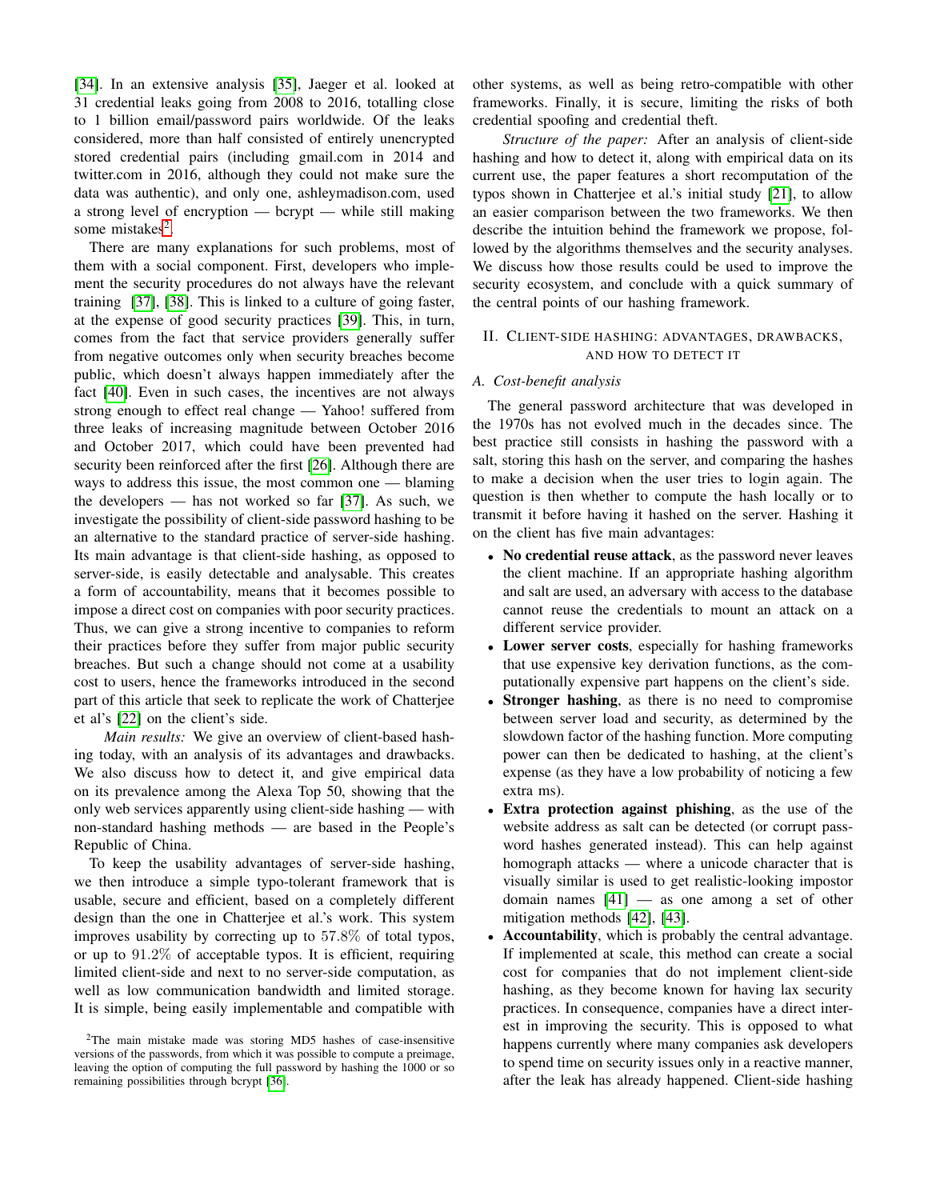[34]. In an extensive analysis [35], Jaeger et al. looked at 31 credential leaks going from 2008 to 2016, totalling close to 1 billion email/password pairs worldwide. Of the leaks considered, more than half consisted of entirely unencrypted stored credential pairs (including gmail.com in 2014 and twitter.com in 2016, although they could not make sure the data was authentic), and only one, ashleymadison.com, used a strong level of encryption — bcrypt — while still making some mistakes[2].

There are many explanations for such problems, most of them with a social component. First, developers who implement the security procedures do not always have the relevant training [37], [38]. This is linked to a culture of going faster, at the expense of good security practices [39]. This, in turn, comes from the fact that service providers generally suffer from negative outcomes only when security breaches become public, which doesn't always happen immediately after the fact [40]. Even in such cases, the incentives are not always strong enough to effect real change — Yahoo! suffered from three leaks of increasing magnitude between October 2016 and October 2017, which could have been prevented had security been reinforced after the first [26]. Although there are ways to address this issue, the most common one — blaming the developers — has not worked so far [37]. As such, we investigate the possibility of client-side password hashing to be an alternative to the standard practice of server-side hashing. Its main advantage is that client-side hashing, as opposed to server-side, is easily detectable and analysable. This creates a form of accountability, means that it becomes possible to impose a direct cost on companies with poor security practices. Thus, we can give a strong incentive to companies to reform their practices before they suffer from major public security breaches. But such a change should not come at a usability cost to users, hence the frameworks introduced in the second part of this article that seek to replicate the work of Chatterjee et al's [22] on the client's side.

*Main results:* We give an overview of client-based hashing today, with an analysis of its advantages and drawbacks. We also discuss how to detect it, and give empirical data on its prevalence among the Alexa Top 50, showing that the only web services apparently using client-side hashing — with non-standard hashing methods — are based in the People's Republic of China.

To keep the usability advantages of server-side hashing, we then introduce a simple typo-tolerant framework that is usable, secure and efficient, based on a completely different design than the one in Chatterjee et al.'s work. This system improves usability by correcting up to $57.8\%$ of total typos, or up to $91.2\%$ of acceptable typos. It is efficient, requiring limited client-side and next to no server-side computation, as well as low communication bandwidth and limited storage. It is simple, being easily implementable and compatible with other systems, as well as being retro-compatible with other frameworks. Finally, it is secure, limiting the risks of both credential spoofing and credential theft.

*Structure of the paper:* After an analysis of client-side hashing and how to detect it, along with empirical data on its current use, the paper features a short recomputation of the typos shown in Chatterjee et al.'s initial study [21], to allow an easier comparison between the two frameworks. We then describe the intuition behind the framework we propose, followed by the algorithms themselves and the security analyses. We discuss how those results could be used to improve the security ecosystem, and conclude with a quick summary of the central points of our hashing framework.

## II. Client-side hashing: advantages, drawbacks, and how to detect it

### A. Cost-benefit analysis

The general password architecture that was developed in the 1970s has not evolved much in the decades since. The best practice still consists in hashing the password with a salt, storing this hash on the server, and comparing the hashes to make a decision when the user tries to login again. The question is then whether to compute the hash locally or to transmit it before having it hashed on the server. Hashing it on the client has five main advantages:

- **No credential reuse attack**, as the password never leaves the client machine. If an appropriate hashing algorithm and salt are used, an adversary with access to the database cannot reuse the credentials to mount an attack on a different service provider.
- **Lower server costs**, especially for hashing frameworks that use expensive key derivation functions, as the computationally expensive part happens on the client's side.
- **Stronger hashing**, as there is no need to compromise between server load and security, as determined by the slowdown factor of the hashing function. More computing power can then be dedicated to hashing, at the client's expense (as they have a low probability of noticing a few extra ms).
- **Extra protection against phishing**, as the use of the website address as salt can be detected (or corrupt password hashes generated instead). This can help against homograph attacks — where a unicode character that is visually similar is used to get realistic-looking impostor domain names [41] — as one among a set of other mitigation methods [42], [43].
- **Accountability**, which is probably the central advantage. If implemented at scale, this method can create a social cost for companies that do not implement client-side hashing, as they become known for having lax security practices. In consequence, companies have a direct interest in improving the security. This is opposed to what happens currently where many companies ask developers to spend time on security issues only in a reactive manner, after the leak has already happened. Client-side hashing

[2] The main mistake made was storing MD5 hashes of case-insensitive versions of the passwords, from which it was possible to compute a preimage, leaving the option of computing the full password by hashing the 1000 or so remaining possibilities through bcrypt [36].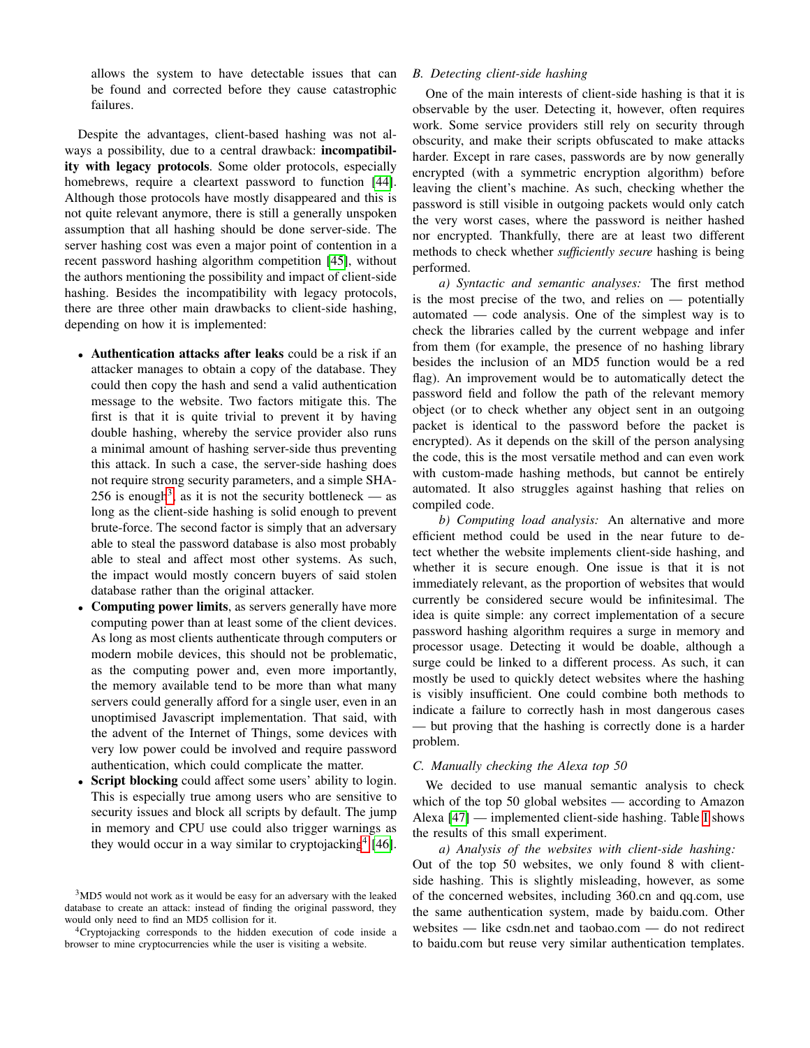allows the system to have detectable issues that can be found and corrected before they cause catastrophic failures.

Despite the advantages, client-based hashing was not always a possibility, due to a central drawback: **incompatibility with legacy protocols**. Some older protocols, especially homebrews, require a cleartext password to function [44]. Although those protocols have mostly disappeared and this is not quite relevant anymore, there is still a generally unspoken assumption that all hashing should be done server-side. The server hashing cost was even a major point of contention in a recent password hashing algorithm competition [45], without the authors mentioning the possibility and impact of client-side hashing. Besides the incompatibility with legacy protocols, there are three other main drawbacks to client-side hashing, depending on how it is implemented:

- **Authentication attacks after leaks** could be a risk if an attacker manages to obtain a copy of the database. They could then copy the hash and send a valid authentication message to the website. Two factors mitigate this. The first is that it is quite trivial to prevent it by having double hashing, whereby the service provider also runs a minimal amount of hashing server-side thus preventing this attack. In such a case, the server-side hashing does not require strong security parameters, and a simple SHA-256 is enough[3], as it is not the security bottleneck — as long as the client-side hashing is solid enough to prevent brute-force. The second factor is simply that an adversary able to steal the password database is also most probably able to steal and affect most other systems. As such, the impact would mostly concern buyers of said stolen database rather than the original attacker.
- **Computing power limits**, as servers generally have more computing power than at least some of the client devices. As long as most clients authenticate through computers or modern mobile devices, this should not be problematic, as the computing power and, even more importantly, the memory available tend to be more than what many servers could generally afford for a single user, even in an unoptimised Javascript implementation. That said, with the advent of the Internet of Things, some devices with very low power could be involved and require password authentication, which could complicate the matter.
- **Script blocking** could affect some users' ability to login. This is especially true among users who are sensitive to security issues and block all scripts by default. The jump in memory and CPU use could also trigger warnings as they would occur in a way similar to cryptojacking[4] [46].

[3] MD5 would not work as it would be easy for an adversary with the leaked database to create an attack: instead of finding the original password, they would only need to find an MD5 collision for it.

[4] Cryptojacking corresponds to the hidden execution of code inside a browser to mine cryptocurrencies while the user is visiting a website.

### B. Detecting client-side hashing

One of the main interests of client-side hashing is that it is observable by the user. Detecting it, however, often requires work. Some service providers still rely on security through obscurity, and make their scripts obfuscated to make attacks harder. Except in rare cases, passwords are by now generally encrypted (with a symmetric encryption algorithm) before leaving the client's machine. As such, checking whether the password is still visible in outgoing packets would only catch the very worst cases, where the password is neither hashed nor encrypted. Thankfully, there are at least two different methods to check whether *sufficiently secure* hashing is being performed.

*a) Syntactic and semantic analyses:* The first method is the most precise of the two, and relies on — potentially automated — code analysis. One of the simplest way is to check the libraries called by the current webpage and infer from them (for example, the presence of no hashing library besides the inclusion of an MD5 function would be a red flag). An improvement would be to automatically detect the password field and follow the path of the relevant memory object (or to check whether any object sent in an outgoing packet is identical to the password before the packet is encrypted). As it depends on the skill of the person analysing the code, this is the most versatile method and can even work with custom-made hashing methods, but cannot be entirely automated. It also struggles against hashing that relies on compiled code.

*b) Computing load analysis:* An alternative and more efficient method could be used in the near future to detect whether the website implements client-side hashing, and whether it is secure enough. One issue is that it is not immediately relevant, as the proportion of websites that would currently be considered secure would be infinitesimal. The idea is quite simple: any correct implementation of a secure password hashing algorithm requires a surge in memory and processor usage. Detecting it would be doable, although a surge could be linked to a different process. As such, it can mostly be used to quickly detect websites where the hashing is visibly insufficient. One could combine both methods to indicate a failure to correctly hash in most dangerous cases — but proving that the hashing is correctly done is a harder problem.

### C. Manually checking the Alexa top 50

We decided to use manual semantic analysis to check which of the top 50 global websites — according to Amazon Alexa [47] — implemented client-side hashing. Table I shows the results of this small experiment.

*a) Analysis of the websites with client-side hashing:* Out of the top 50 websites, we only found 8 with client-side hashing. This is slightly misleading, however, as some of the concerned websites, including 360.cn and qq.com, use the same authentication system, made by baidu.com. Other websites — like csdn.net and taobao.com — do not redirect to baidu.com but reuse very similar authentication templates.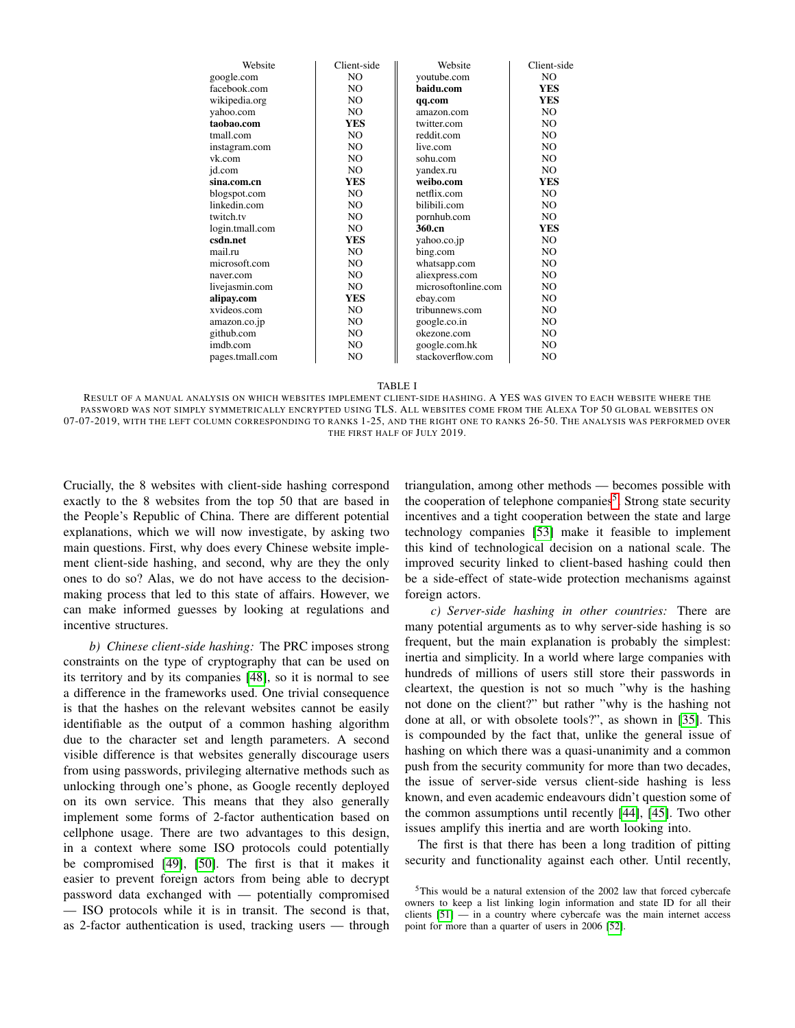| Website | Client-side | Website | Client-side |
|---|---|---|---|
| google.com | NO | youtube.com | NO |
| facebook.com | NO | **baidu.com** | **YES** |
| wikipedia.org | NO | **qq.com** | **YES** |
| yahoo.com | NO | amazon.com | NO |
| **taobao.com** | **YES** | twitter.com | NO |
| tmall.com | NO | reddit.com | NO |
| instagram.com | NO | live.com | NO |
| vk.com | NO | sohu.com | NO |
| jd.com | NO | yandex.ru | NO |
| **sina.com.cn** | **YES** | **weibo.com** | **YES** |
| blogspot.com | NO | netflix.com | NO |
| linkedin.com | NO | bilibili.com | NO |
| twitch.tv | NO | pornhub.com | NO |
| login.tmall.com | NO | **360.cn** | **YES** |
| **csdn.net** | **YES** | yahoo.co.jp | NO |
| mail.ru | NO | bing.com | NO |
| microsoft.com | NO | whatsapp.com | NO |
| naver.com | NO | aliexpress.com | NO |
| livejasmin.com | NO | microsoftonline.com | NO |
| **alipay.com** | **YES** | ebay.com | NO |
| xvideos.com | NO | tribunnews.com | NO |
| amazon.co.jp | NO | google.co.in | NO |
| github.com | NO | okezone.com | NO |
| imdb.com | NO | google.com.hk | NO |
| pages.tmall.com | NO | stackoverflow.com | NO |

TABLE I

RESULT OF A MANUAL ANALYSIS ON WHICH WEBSITES IMPLEMENT CLIENT-SIDE HASHING. A YES WAS GIVEN TO EACH WEBSITE WHERE THE PASSWORD WAS NOT SIMPLY SYMMETRICALLY ENCRYPTED USING TLS. ALL WEBSITES COME FROM THE ALEXA TOP 50 GLOBAL WEBSITES ON 07-07-2019, WITH THE LEFT COLUMN CORRESPONDING TO RANKS 1-25, AND THE RIGHT ONE TO RANKS 26-50. THE ANALYSIS WAS PERFORMED OVER THE FIRST HALF OF JULY 2019.

Crucially, the 8 websites with client-side hashing correspond exactly to the 8 websites from the top 50 that are based in the People's Republic of China. There are different potential explanations, which we will now investigate, by asking two main questions. First, why does every Chinese website implement client-side hashing, and second, why are they the only ones to do so? Alas, we do not have access to the decision-making process that led to this state of affairs. However, we can make informed guesses by looking at regulations and incentive structures.

*b) Chinese client-side hashing:* The PRC imposes strong constraints on the type of cryptography that can be used on its territory and by its companies [48], so it is normal to see a difference in the frameworks used. One trivial consequence is that the hashes on the relevant websites cannot be easily identifiable as the output of a common hashing algorithm due to the character set and length parameters. A second visible difference is that websites generally discourage users from using passwords, privileging alternative methods such as unlocking through one's phone, as Google recently deployed on its own service. This means that they also generally implement some forms of 2-factor authentication based on cellphone usage. There are two advantages to this design, in a context where some ISO protocols could potentially be compromised [49], [50]. The first is that it makes it easier to prevent foreign actors from being able to decrypt password data exchanged with — potentially compromised — ISO protocols while it is in transit. The second is that, as 2-factor authentication is used, tracking users — through triangulation, among other methods — becomes possible with the cooperation of telephone companies[5]. Strong state security incentives and a tight cooperation between the state and large technology companies [53] make it feasible to implement this kind of technological decision on a national scale. The improved security linked to client-based hashing could then be a side-effect of state-wide protection mechanisms against foreign actors.

*c) Server-side hashing in other countries:* There are many potential arguments as to why server-side hashing is so frequent, but the main explanation is probably the simplest: inertia and simplicity. In a world where large companies with hundreds of millions of users still store their passwords in cleartext, the question is not so much "why is the hashing not done on the client?" but rather "why is the hashing not done at all, or with obsolete tools?", as shown in [35]. This is compounded by the fact that, unlike the general issue of hashing on which there was a quasi-unanimity and a common push from the security community for more than two decades, the issue of server-side versus client-side hashing is less known, and even academic endeavours didn't question some of the common assumptions until recently [44], [45]. Two other issues amplify this inertia and are worth looking into.

The first is that there has been a long tradition of pitting security and functionality against each other. Until recently,

[5]This would be a natural extension of the 2002 law that forced cybercafe owners to keep a list linking login information and state ID for all their clients [51] — in a country where cybercafe was the main internet access point for more than a quarter of users in 2006 [52].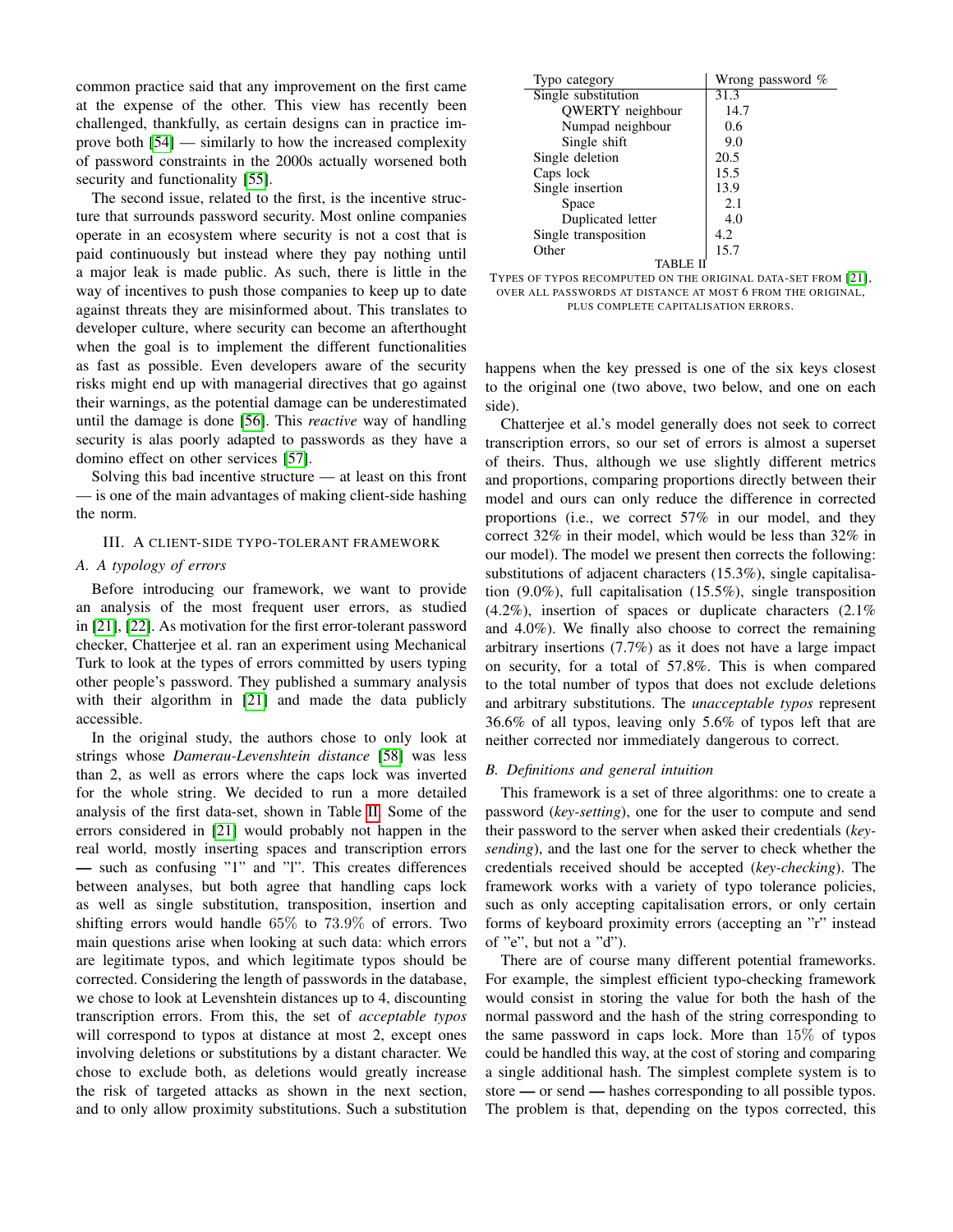common practice said that any improvement on the first came at the expense of the other. This view has recently been challenged, thankfully, as certain designs can in practice improve both [54] — similarly to how the increased complexity of password constraints in the 2000s actually worsened both security and functionality [55].

The second issue, related to the first, is the incentive structure that surrounds password security. Most online companies operate in an ecosystem where security is not a cost that is paid continuously but instead where they pay nothing until a major leak is made public. As such, there is little in the way of incentives to push those companies to keep up to date against threats they are misinformed about. This translates to developer culture, where security can become an afterthought when the goal is to implement the different functionalities as fast as possible. Even developers aware of the security risks might end up with managerial directives that go against their warnings, as the potential damage can be underestimated until the damage is done [56]. This *reactive* way of handling security is alas poorly adapted to passwords as they have a domino effect on other services [57].

Solving this bad incentive structure — at least on this front — is one of the main advantages of making client-side hashing the norm.

## III. A client-side typo-tolerant framework

### A. A typology of errors

Before introducing our framework, we want to provide an analysis of the most frequent user errors, as studied in [21], [22]. As motivation for the first error-tolerant password checker, Chatterjee et al. ran an experiment using Mechanical Turk to look at the types of errors committed by users typing other people's password. They published a summary analysis with their algorithm in [21] and made the data publicly accessible.

In the original study, the authors chose to only look at strings whose *Damerau-Levenshtein distance* [58] was less than 2, as well as errors where the caps lock was inverted for the whole string. We decided to run a more detailed analysis of the first data-set, shown in Table II. Some of the errors considered in [21] would probably not happen in the real world, mostly inserting spaces and transcription errors — such as confusing "1" and "l". This creates differences between analyses, but both agree that handling caps lock as well as single substitution, transposition, insertion and shifting errors would handle $65\%$ to $73.9\%$ of errors. Two main questions arise when looking at such data: which errors are legitimate typos, and which legitimate typos should be corrected. Considering the length of passwords in the database, we chose to look at Levenshtein distances up to 4, discounting transcription errors. From this, the set of *acceptable typos* will correspond to typos at distance at most 2, except ones involving deletions or substitutions by a distant character. We chose to exclude both, as deletions would greatly increase the risk of targeted attacks as shown in the next section, and to only allow proximity substitutions. Such a substitution happens when the key pressed is one of the six keys closest to the original one (two above, two below, and one on each side).

| Typo category | Wrong password % |
|---|---|
| Single substitution | 31.3 |
| QWERTY neighbour | 14.7 |
| Numpad neighbour | 0.6 |
| Single shift | 9.0 |
| Single deletion | 20.5 |
| Caps lock | 15.5 |
| Single insertion | 13.9 |
| Space | 2.1 |
| Duplicated letter | 4.0 |
| Single transposition | 4.2 |
| Other | 15.7 |

TABLE II
Types of typos recomputed on the original data-set from [21], over all passwords at distance at most 6 from the original, plus complete capitalisation errors.

Chatterjee et al.'s model generally does not seek to correct transcription errors, so our set of errors is almost a superset of theirs. Thus, although we use slightly different metrics and proportions, comparing proportions directly between their model and ours can only reduce the difference in corrected proportions (i.e., we correct 57% in our model, and they correct 32% in their model, which would be less than 32% in our model). The model we present then corrects the following: substitutions of adjacent characters (15.3%), single capitalisation (9.0%), full capitalisation (15.5%), single transposition (4.2%), insertion of spaces or duplicate characters (2.1% and 4.0%). We finally also choose to correct the remaining arbitrary insertions (7.7%) as it does not have a large impact on security, for a total of 57.8%. This is when compared to the total number of typos that does not exclude deletions and arbitrary substitutions. The *unacceptable typos* represent 36.6% of all typos, leaving only 5.6% of typos left that are neither corrected nor immediately dangerous to correct.

### B. Definitions and general intuition

This framework is a set of three algorithms: one to create a password (*key-setting*), one for the user to compute and send their password to the server when asked their credentials (*key-sending*), and the last one for the server to check whether the credentials received should be accepted (*key-checking*). The framework works with a variety of typo tolerance policies, such as only accepting capitalisation errors, or only certain forms of keyboard proximity errors (accepting an "r" instead of "e", but not a "d").

There are of course many different potential frameworks. For example, the simplest efficient typo-checking framework would consist in storing the value for both the hash of the normal password and the hash of the string corresponding to the same password in caps lock. More than $15\%$ of typos could be handled this way, at the cost of storing and comparing a single additional hash. The simplest complete system is to store — or send — hashes corresponding to all possible typos. The problem is that, depending on the typos corrected, this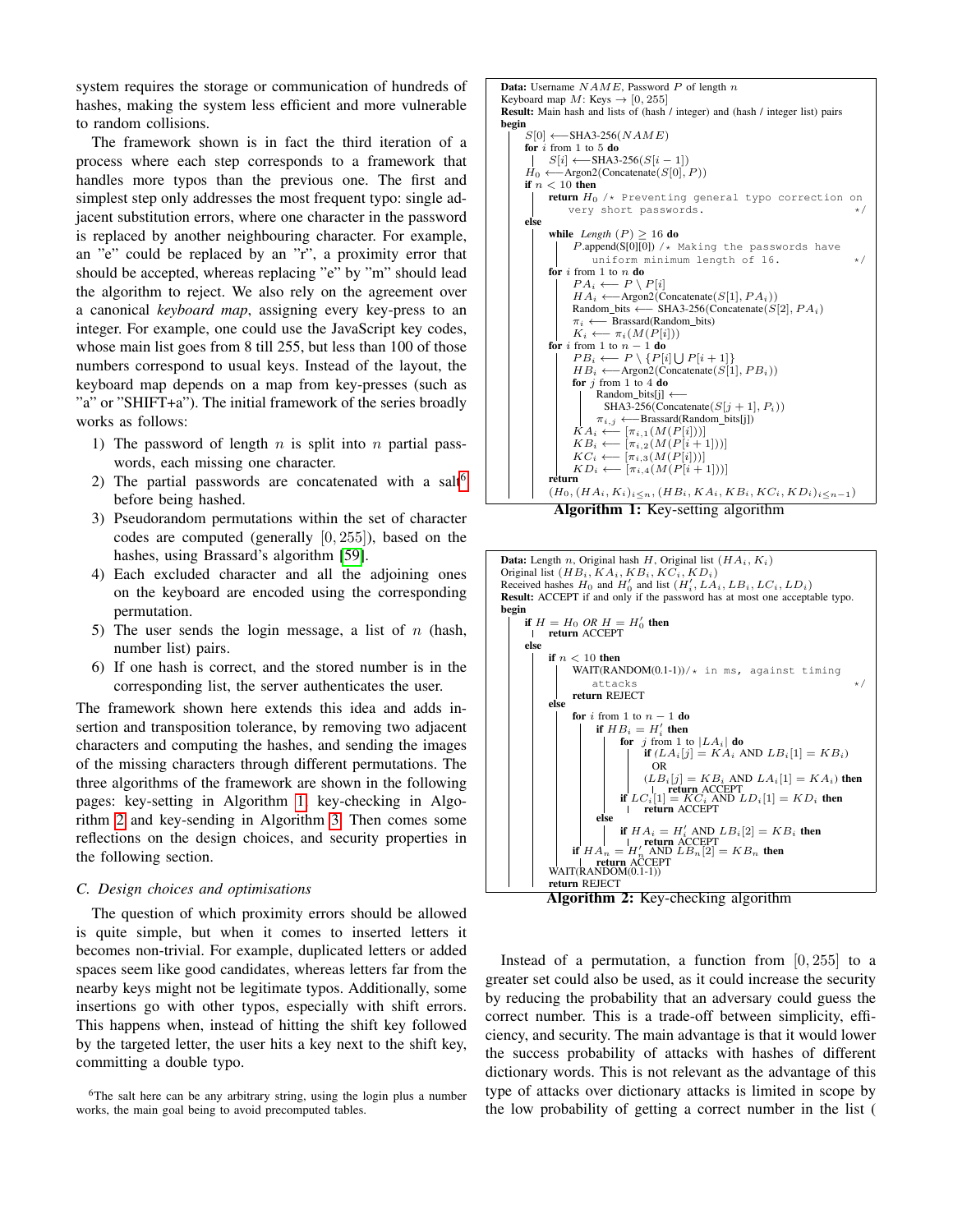system requires the storage or communication of hundreds of hashes, making the system less efficient and more vulnerable to random collisions.

The framework shown is in fact the third iteration of a process where each step corresponds to a framework that handles more typos than the previous one. The first and simplest step only addresses the most frequent typo: single adjacent substitution errors, where one character in the password is replaced by another neighbouring character. For example, an "e" could be replaced by an "r", a proximity error that should be accepted, whereas replacing "e" by "m" should lead the algorithm to reject. We also rely on the agreement over a canonical *keyboard map*, assigning every key-press to an integer. For example, one could use the JavaScript key codes, whose main list goes from 8 till 255, but less than 100 of those numbers correspond to usual keys. Instead of the layout, the keyboard map depends on a map from key-presses (such as "a" or "SHIFT+a"). The initial framework of the series broadly works as follows:

1) The password of length $n$ is split into $n$ partial passwords, each missing one character.
2) The partial passwords are concatenated with a salt[6] before being hashed.
3) Pseudorandom permutations within the set of character codes are computed (generally $[0, 255]$), based on the hashes, using Brassard's algorithm [59].
4) Each excluded character and all the adjoining ones on the keyboard are encoded using the corresponding permutation.
5) The user sends the login message, a list of $n$ (hash, number list) pairs.
6) If one hash is correct, and the stored number is in the corresponding list, the server authenticates the user.

The framework shown here extends this idea and adds insertion and transposition tolerance, by removing two adjacent characters and computing the hashes, and sending the images of the missing characters through different permutations. The three algorithms of the framework are shown in the following pages: key-setting in Algorithm 1, key-checking in Algorithm 2 and key-sending in Algorithm 3. Then comes some reflections on the design choices, and security properties in the following section.

### C. Design choices and optimisations

The question of which proximity errors should be allowed is quite simple, but when it comes to inserted letters it becomes non-trivial. For example, duplicated letters or added spaces seem like good candidates, whereas letters far from the nearby keys might not be legitimate typos. Additionally, some insertions go with other typos, especially with shift errors. This happens when, instead of hitting the shift key followed by the targeted letter, the user hits a key next to the shift key, committing a double typo.

[6] The salt here can be any arbitrary string, using the login plus a number works, the main goal being to avoid precomputed tables.

```
Data: Username NAME, Password P of length n
Keyboard map M: Keys → [0, 255]
Result: Main hash and lists of (hash / integer) and (hash / integer list) pairs
begin
    S[0] ⟵ SHA3-256(NAME)
    for i from 1 to 5 do
        S[i] ⟵ SHA3-256(S[i − 1])
    H_0 ⟵ Argon2(Concatenate(S[0], P))
    if n < 10 then
        return H_0 /* Preventing general typo correction on
                     very short passwords. */
    else
        while Length(P) ≥ 16 do
            P.append(S[0][0]) /* Making the passwords have
                                 uniform minimum length of 16. */
        for i from 1 to n do
            PA_i ⟵ P \ P[i]
            HA_i ⟵ Argon2(Concatenate(S[1], PA_i))
            Random_bits ⟵ SHA3-256(Concatenate(S[2], PA_i))
            π_i ⟵ Brassard(Random_bits)
            K_i ⟵ π_i(M(P[i]))
        for i from 1 to n − 1 do
            PB_i ⟵ P \ {P[i] ⋃ P[i + 1]}
            HB_i ⟵ Argon2(Concatenate(S[1], PB_i))
            for j from 1 to 4 do
                Random_bits[j] ⟵
                  SHA3-256(Concatenate(S[j + 1], P_i))
                π_{i,j} ⟵ Brassard(Random_bits[j])
            KA_i ⟵ [π_{i,1}(M(P[i]))]
            KB_i ⟵ [π_{i,2}(M(P[i + 1]))]
            KC_i ⟵ [π_{i,3}(M(P[i]))]
            KD_i ⟵ [π_{i,4}(M(P[i + 1]))]
        return
        (H_0, (HA_i, K_i)_{i≤n}, (HB_i, KA_i, KB_i, KC_i, KD_i)_{i≤n−1})
```

**Algorithm 1:** Key-setting algorithm

```
Data: Length n, Original hash H, Original list (HA_i, K_i)
Original list (HB_i, KA_i, KB_i, KC_i, KD_i)
Received hashes H_0 and H'_0 and list (H'_i, LA_i, LB_i, LC_i, LD_i)
Result: ACCEPT if and only if the password has at most one acceptable typo.
begin
    if H = H_0 OR H = H'_0 then
        return ACCEPT
    else
        if n < 10 then
            WAIT(RANDOM(0.1-1)) /* in ms, against timing
                                   attacks */
            return REJECT
        else
            for i from 1 to n − 1 do
                if HB_i = H'_i then
                    for j from 1 to |LA_i| do
                        if (LA_i[j] = KA_i AND LB_i[1] = KB_i)
                          OR
                          (LB_i[j] = KB_i AND LA_i[1] = KA_i) then
                            return ACCEPT
                    if LC_i[1] = KC_i AND LD_i[1] = KD_i then
                        return ACCEPT
                else
                    if HA_i = H'_i AND LB_i[2] = KB_i then
                        return ACCEPT
            if HA_n = H'_n AND LB_n[2] = KB_n then
                return ACCEPT
            WAIT(RANDOM(0.1-1))
            return REJECT
```

**Algorithm 2:** Key-checking algorithm

Instead of a permutation, a function from $[0, 255]$ to a greater set could also be used, as it could increase the security by reducing the probability that an adversary could guess the correct number. This is a trade-off between simplicity, efficiency, and security. The main advantage is that it would lower the success probability of attacks with hashes of different dictionary words. This is not relevant as the advantage of this type of attacks over dictionary attacks is limited in scope by the low probability of getting a correct number in the list (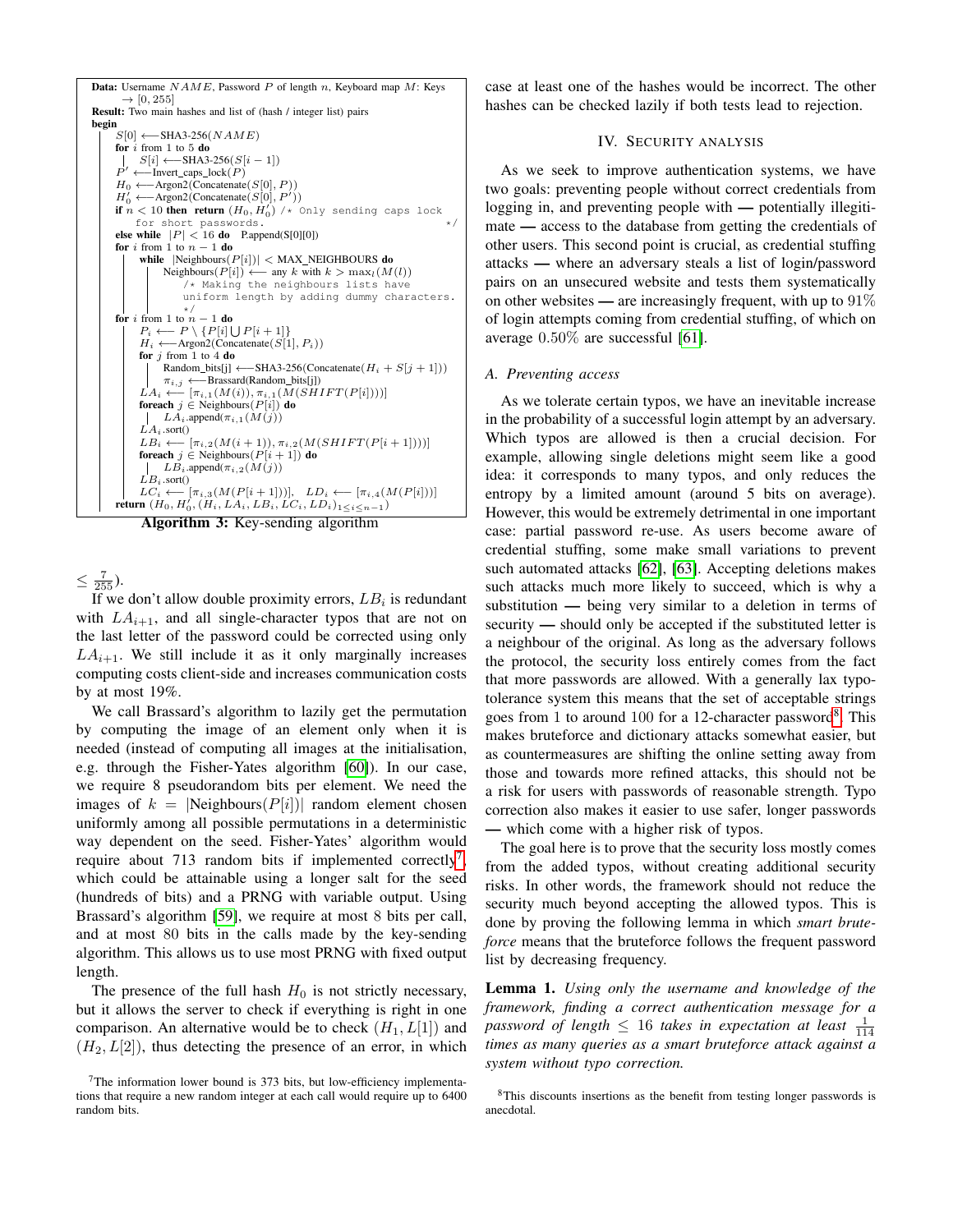```
Data: Username NAME, Password P of length n, Keyboard map M: Keys
      → [0, 255]
Result: Two main hashes and list of (hash / integer list) pairs
begin
    S[0] ⟵SHA3-256(NAME)
    for i from 1 to 5 do
        S[i] ⟵SHA3-256(S[i − 1])
    P' ⟵Invert_caps_lock(P)
    H_0 ⟵Argon2(Concatenate(S[0], P))
    H'_0 ⟵Argon2(Concatenate(S[0], P'))
    if n < 10 then return (H_0, H'_0) /* Only sending caps lock
        for short passwords.                                      */
    else while |P| < 16 do P.append(S[0][0])
    for i from 1 to n − 1 do
        while |Neighbours(P[i])| < MAX_NEIGHBOURS do
            Neighbours(P[i]) ⟵ any k with k > max_l(M(l))
                /* Making the neighbours lists have
                uniform length by adding dummy characters.
                */
    for i from 1 to n − 1 do
        P_i ⟵ P \ {P[i] ⋃ P[i + 1]}
        H_i ⟵Argon2(Concatenate(S[1], P_i))
        for j from 1 to 4 do
            Random_bits[j] ⟵SHA3-256(Concatenate(H_i + S[j + 1]))
            π_{i,j} ⟵Brassard(Random_bits[j])
        LA_i ⟵ [π_{i,1}(M(i)), π_{i,1}(M(SHIFT(P[i])))]
        foreach j ∈ Neighbours(P[i]) do
            LA_i.append(π_{i,1}(M(j))
        LA_i.sort()
        LB_i ⟵ [π_{i,2}(M(i + 1)), π_{i,2}(M(SHIFT(P[i + 1])))]
        foreach j ∈ Neighbours(P[i + 1]) do
            LB_i.append(π_{i,2}(M(j))
        LB_i.sort()
        LC_i ⟵ [π_{i,3}(M(P[i + 1]))],   LD_i ⟵ [π_{i,4}(M(P[i]))]
    return (H_0, H'_0, (H_i, LA_i, LB_i, LC_i, LD_i)_{1≤i≤n−1})
```

**Algorithm 3:** Key-sending algorithm

$\leq \frac{7}{255}$).

If we don't allow double proximity errors, $LB_i$ is redundant with $LA_{i+1}$, and all single-character typos that are not on the last letter of the password could be corrected using only $LA_{i+1}$. We still include it as it only marginally increases computing costs client-side and increases communication costs by at most 19%.

We call Brassard's algorithm to lazily get the permutation by computing the image of an element only when it is needed (instead of computing all images at the initialisation, e.g. through the Fisher-Yates algorithm [60]). In our case, we require 8 pseudorandom bits per element. We need the images of $k = |\text{Neighbours}(P[i])|$ random element chosen uniformly among all possible permutations in a deterministic way dependent on the seed. Fisher-Yates' algorithm would require about 713 random bits if implemented correctly[7], which could be attainable using a longer salt for the seed (hundreds of bits) and a PRNG with variable output. Using Brassard's algorithm [59], we require at most 8 bits per call, and at most 80 bits in the calls made by the key-sending algorithm. This allows us to use most PRNG with fixed output length.

The presence of the full hash $H_0$ is not strictly necessary, but it allows the server to check if everything is right in one comparison. An alternative would be to check $(H_1, L[1])$ and $(H_2, L[2])$, thus detecting the presence of an error, in which case at least one of the hashes would be incorrect. The other hashes can be checked lazily if both tests lead to rejection.

[7]The information lower bound is 373 bits, but low-efficiency implementations that require a new random integer at each call would require up to 6400 random bits.

## IV. Security analysis

As we seek to improve authentication systems, we have two goals: preventing people without correct credentials from logging in, and preventing people with — potentially illegitimate — access to the database from getting the credentials of other users. This second point is crucial, as credential stuffing attacks — where an adversary steals a list of login/password pairs on an unsecured website and tests them systematically on other websites — are increasingly frequent, with up to 91% of login attempts coming from credential stuffing, of which on average 0.50% are successful [61].

### A. Preventing access

As we tolerate certain typos, we have an inevitable increase in the probability of a successful login attempt by an adversary. Which typos are allowed is then a crucial decision. For example, allowing single deletions might seem like a good idea: it corresponds to many typos, and only reduces the entropy by a limited amount (around 5 bits on average). However, this would be extremely detrimental in one important case: partial password re-use. As users become aware of credential stuffing, some make small variations to prevent such automated attacks [62], [63]. Accepting deletions makes such attacks much more likely to succeed, which is why a substitution — being very similar to a deletion in terms of security — should only be accepted if the substituted letter is a neighbour of the original. As long as the adversary follows the protocol, the security loss entirely comes from the fact that more passwords are allowed. With a generally lax typo-tolerance system this means that the set of acceptable strings goes from 1 to around 100 for a 12-character password[8]. This makes bruteforce and dictionary attacks somewhat easier, but as countermeasures are shifting the online setting away from those and towards more refined attacks, this should not be a risk for users with passwords of reasonable strength. Typo correction also makes it easier to use safer, longer passwords — which come with a higher risk of typos.

The goal here is to prove that the security loss mostly comes from the added typos, without creating additional security risks. In other words, the framework should not reduce the security much beyond accepting the allowed typos. This is done by proving the following lemma in which *smart bruteforce* means that the bruteforce follows the frequent password list by decreasing frequency.

**Lemma 1.** *Using only the username and knowledge of the framework, finding a correct authentication message for a password of length $\leq 16$ takes in expectation at least $\frac{1}{114}$ times as many queries as a smart bruteforce attack against a system without typo correction.*

[8]This discounts insertions as the benefit from testing longer passwords is anecdotal.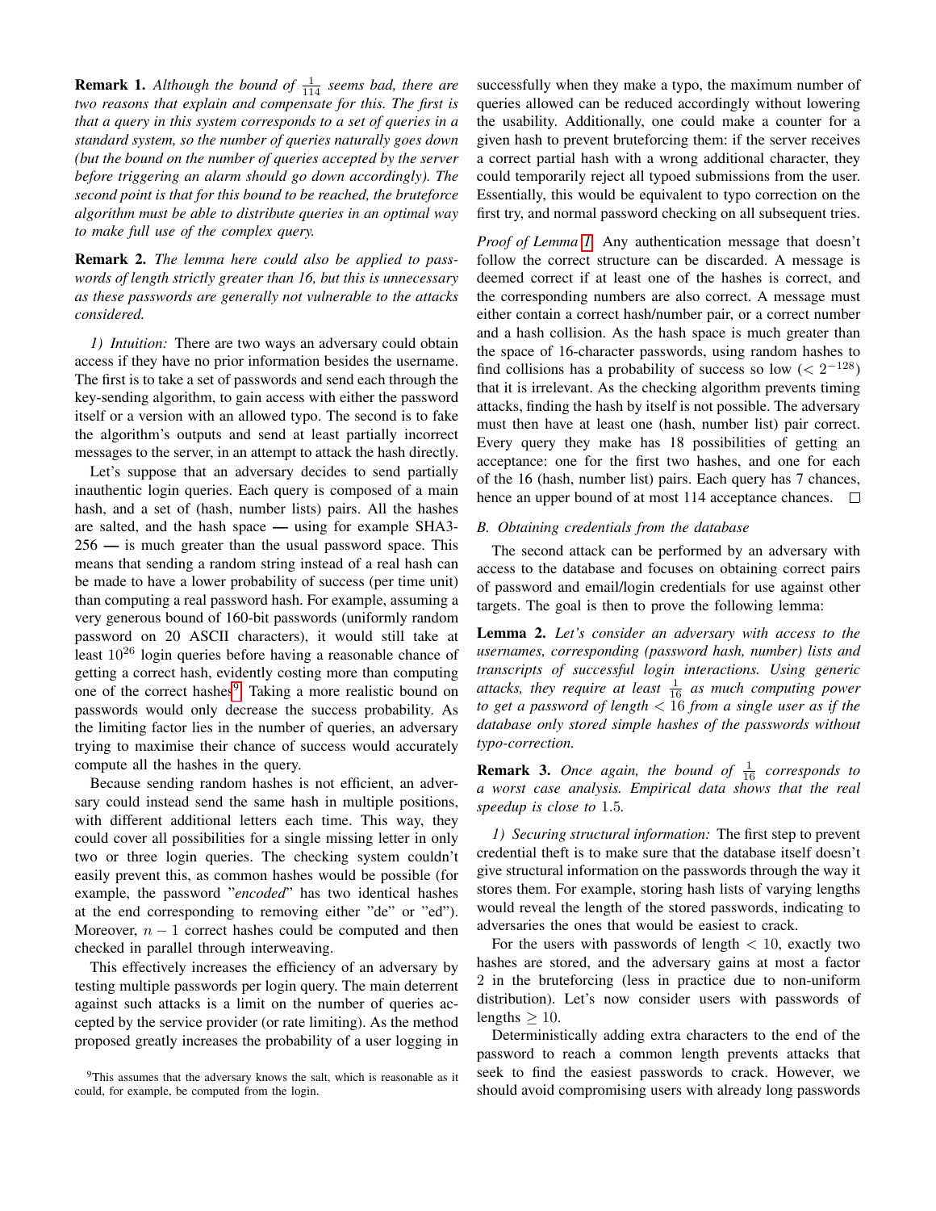**Remark 1.** *Although the bound of $\frac{1}{114}$ seems bad, there are two reasons that explain and compensate for this. The first is that a query in this system corresponds to a set of queries in a standard system, so the number of queries naturally goes down (but the bound on the number of queries accepted by the server before triggering an alarm should go down accordingly). The second point is that for this bound to be reached, the bruteforce algorithm must be able to distribute queries in an optimal way to make full use of the complex query.*

**Remark 2.** *The lemma here could also be applied to passwords of length strictly greater than 16, but this is unnecessary as these passwords are generally not vulnerable to the attacks considered.*

*1) Intuition:* There are two ways an adversary could obtain access if they have no prior information besides the username. The first is to take a set of passwords and send each through the key-sending algorithm, to gain access with either the password itself or a version with an allowed typo. The second is to fake the algorithm's outputs and send at least partially incorrect messages to the server, in an attempt to attack the hash directly.

Let's suppose that an adversary decides to send partially inauthentic login queries. Each query is composed of a main hash, and a set of (hash, number lists) pairs. All the hashes are salted, and the hash space — using for example SHA3-256 — is much greater than the usual password space. This means that sending a random string instead of a real hash can be made to have a lower probability of success (per time unit) than computing a real password hash. For example, assuming a very generous bound of 160-bit passwords (uniformly random password on 20 ASCII characters), it would still take at least $10^{26}$ login queries before having a reasonable chance of getting a correct hash, evidently costing more than computing one of the correct hashes[9]. Taking a more realistic bound on passwords would only decrease the success probability. As the limiting factor lies in the number of queries, an adversary trying to maximise their chance of success would accurately compute all the hashes in the query.

Because sending random hashes is not efficient, an adversary could instead send the same hash in multiple positions, with different additional letters each time. This way, they could cover all possibilities for a single missing letter in only two or three login queries. The checking system couldn't easily prevent this, as common hashes would be possible (for example, the password "*encoded*" has two identical hashes at the end corresponding to removing either "de" or "ed"). Moreover, $n-1$ correct hashes could be computed and then checked in parallel through interweaving.

This effectively increases the efficiency of an adversary by testing multiple passwords per login query. The main deterrent against such attacks is a limit on the number of queries accepted by the service provider (or rate limiting). As the method proposed greatly increases the probability of a user logging in successfully when they make a typo, the maximum number of queries allowed can be reduced accordingly without lowering the usability. Additionally, one could make a counter for a given hash to prevent bruteforcing them: if the server receives a correct partial hash with a wrong additional character, they could temporarily reject all typoed submissions from the user. Essentially, this would be equivalent to typo correction on the first try, and normal password checking on all subsequent tries.

*Proof of Lemma 1.* Any authentication message that doesn't follow the correct structure can be discarded. A message is deemed correct if at least one of the hashes is correct, and the corresponding numbers are also correct. A message must either contain a correct hash/number pair, or a correct number and a hash collision. As the hash space is much greater than the space of 16-character passwords, using random hashes to find collisions has a probability of success so low ($< 2^{-128}$) that it is irrelevant. As the checking algorithm prevents timing attacks, finding the hash by itself is not possible. The adversary must then have at least one (hash, number list) pair correct. Every query they make has 18 possibilities of getting an acceptance: one for the first two hashes, and one for each of the 16 (hash, number list) pairs. Each query has 7 chances, hence an upper bound of at most 114 acceptance chances. □

### B. Obtaining credentials from the database

The second attack can be performed by an adversary with access to the database and focuses on obtaining correct pairs of password and email/login credentials for use against other targets. The goal is then to prove the following lemma:

**Lemma 2.** *Let's consider an adversary with access to the usernames, corresponding (password hash, number) lists and transcripts of successful login interactions. Using generic attacks, they require at least $\frac{1}{16}$ as much computing power to get a password of length $< 16$ from a single user as if the database only stored simple hashes of the passwords without typo-correction.*

**Remark 3.** *Once again, the bound of $\frac{1}{16}$ corresponds to a worst case analysis. Empirical data shows that the real speedup is close to* 1.5*.*

*1) Securing structural information:* The first step to prevent credential theft is to make sure that the database itself doesn't give structural information on the passwords through the way it stores them. For example, storing hash lists of varying lengths would reveal the length of the stored passwords, indicating to adversaries the ones that would be easiest to crack.

For the users with passwords of length $< 10$, exactly two hashes are stored, and the adversary gains at most a factor 2 in the bruteforcing (less in practice due to non-uniform distribution). Let's now consider users with passwords of lengths $\geq 10$.

Deterministically adding extra characters to the end of the password to reach a common length prevents attacks that seek to find the easiest passwords to crack. However, we should avoid compromising users with already long passwords

[9] This assumes that the adversary knows the salt, which is reasonable as it could, for example, be computed from the login.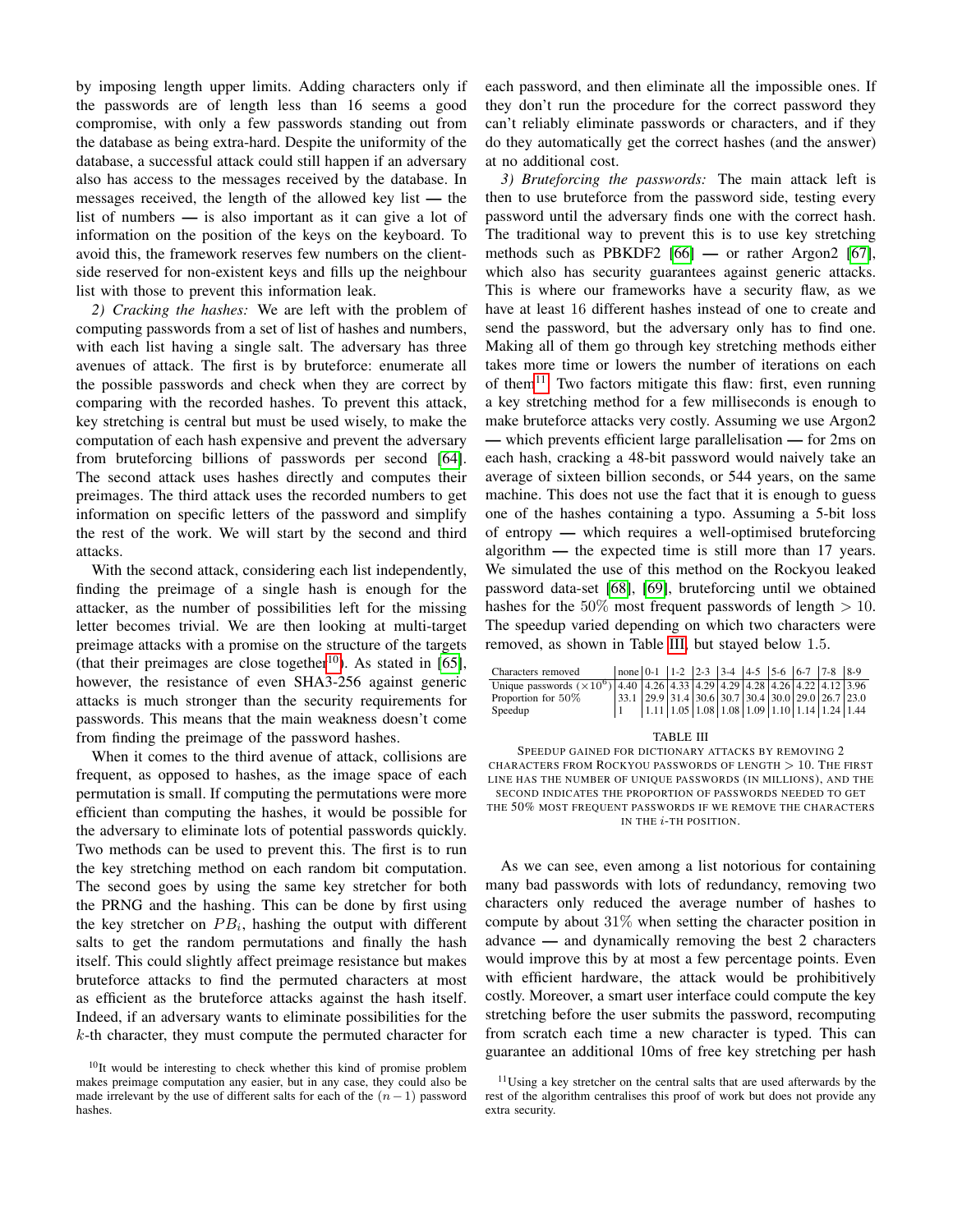by imposing length upper limits. Adding characters only if the passwords are of length less than 16 seems a good compromise, with only a few passwords standing out from the database as being extra-hard. Despite the uniformity of the database, a successful attack could still happen if an adversary also has access to the messages received by the database. In messages received, the length of the allowed key list — the list of numbers — is also important as it can give a lot of information on the position of the keys on the keyboard. To avoid this, the framework reserves few numbers on the client-side reserved for non-existent keys and fills up the neighbour list with those to prevent this information leak.

*2) Cracking the hashes:* We are left with the problem of computing passwords from a set of list of hashes and numbers, with each list having a single salt. The adversary has three avenues of attack. The first is by bruteforce: enumerate all the possible passwords and check when they are correct by comparing with the recorded hashes. To prevent this attack, key stretching is central but must be used wisely, to make the computation of each hash expensive and prevent the adversary from bruteforcing billions of passwords per second [64]. The second attack uses hashes directly and computes their preimages. The third attack uses the recorded numbers to get information on specific letters of the password and simplify the rest of the work. We will start by the second and third attacks.

With the second attack, considering each list independently, finding the preimage of a single hash is enough for the attacker, as the number of possibilities left for the missing letter becomes trivial. We are then looking at multi-target preimage attacks with a promise on the structure of the targets (that their preimages are close together[10]). As stated in [65], however, the resistance of even SHA3-256 against generic attacks is much stronger than the security requirements for passwords. This means that the main weakness doesn't come from finding the preimage of the password hashes.

When it comes to the third avenue of attack, collisions are frequent, as opposed to hashes, as the image space of each permutation is small. If computing the permutations were more efficient than computing the hashes, it would be possible for the adversary to eliminate lots of potential passwords quickly. Two methods can be used to prevent this. The first is to run the key stretching method on each random bit computation. The second goes by using the same key stretcher for both the PRNG and the hashing. This can be done by first using the key stretcher on $PB_i$, hashing the output with different salts to get the random permutations and finally the hash itself. This could slightly affect preimage resistance but makes bruteforce attacks to find the permuted characters at most as efficient as the bruteforce attacks against the hash itself. Indeed, if an adversary wants to eliminate possibilities for the $k$-th character, they must compute the permuted character for each password, and then eliminate all the impossible ones. If they don't run the procedure for the correct password they can't reliably eliminate passwords or characters, and if they do they automatically get the correct hashes (and the answer) at no additional cost.

*3) Bruteforcing the passwords:* The main attack left is then to use bruteforce from the password side, testing every password until the adversary finds one with the correct hash. The traditional way to prevent this is to use key stretching methods such as PBKDF2 [66] — or rather Argon2 [67], which also has security guarantees against generic attacks. This is where our frameworks have a security flaw, as we have at least 16 different hashes instead of one to create and send the password, but the adversary only has to find one. Making all of them go through key stretching methods either takes more time or lowers the number of iterations on each of them[11]. Two factors mitigate this flaw: first, even running a key stretching method for a few milliseconds is enough to make bruteforce attacks very costly. Assuming we use Argon2 — which prevents efficient large parallelisation — for 2ms on each hash, cracking a 48-bit password would naively take an average of sixteen billion seconds, or 544 years, on the same machine. This does not use the fact that it is enough to guess one of the hashes containing a typo. Assuming a 5-bit loss of entropy — which requires a well-optimised bruteforcing algorithm — the expected time is still more than 17 years. We simulated the use of this method on the Rockyou leaked password data-set [68], [69], bruteforcing until we obtained hashes for the $50\%$ most frequent passwords of length $> 10$. The speedup varied depending on which two characters were removed, as shown in Table III, but stayed below 1.5.

| Characters removed | none | 0-1 | 1-2 | 2-3 | 3-4 | 4-5 | 5-6 | 6-7 | 7-8 | 8-9 |
|---|---|---|---|---|---|---|---|---|---|---|
| Unique passwords ($\times 10^6$) | 4.40 | 4.26 | 4.33 | 4.29 | 4.29 | 4.28 | 4.26 | 4.22 | 4.12 | 3.96 |
| Proportion for $50\%$ | 33.1 | 29.9 | 31.4 | 30.6 | 30.7 | 30.4 | 30.0 | 29.0 | 26.7 | 23.0 |
| Speedup | 1 | 1.11 | 1.05 | 1.08 | 1.08 | 1.09 | 1.10 | 1.14 | 1.24 | 1.44 |

TABLE III
SPEEDUP GAINED FOR DICTIONARY ATTACKS BY REMOVING 2 CHARACTERS FROM ROCKYOU PASSWORDS OF LENGTH $> 10$. THE FIRST LINE HAS THE NUMBER OF UNIQUE PASSWORDS (IN MILLIONS), AND THE SECOND INDICATES THE PROPORTION OF PASSWORDS NEEDED TO GET THE $50\%$ MOST FREQUENT PASSWORDS IF WE REMOVE THE CHARACTERS IN THE $i$-TH POSITION.

As we can see, even among a list notorious for containing many bad passwords with lots of redundancy, removing two characters only reduced the average number of hashes to compute by about $31\%$ when setting the character position in advance — and dynamically removing the best 2 characters would improve this by at most a few percentage points. Even with efficient hardware, the attack would be prohibitively costly. Moreover, a smart user interface could compute the key stretching before the user submits the password, recomputing from scratch each time a new character is typed. This can guarantee an additional 10ms of free key stretching per hash

[10] It would be interesting to check whether this kind of promise problem makes preimage computation any easier, but in any case, they could also be made irrelevant by the use of different salts for each of the $(n-1)$ password hashes.

[11] Using a key stretcher on the central salts that are used afterwards by the rest of the algorithm centralises this proof of work but does not provide any extra security.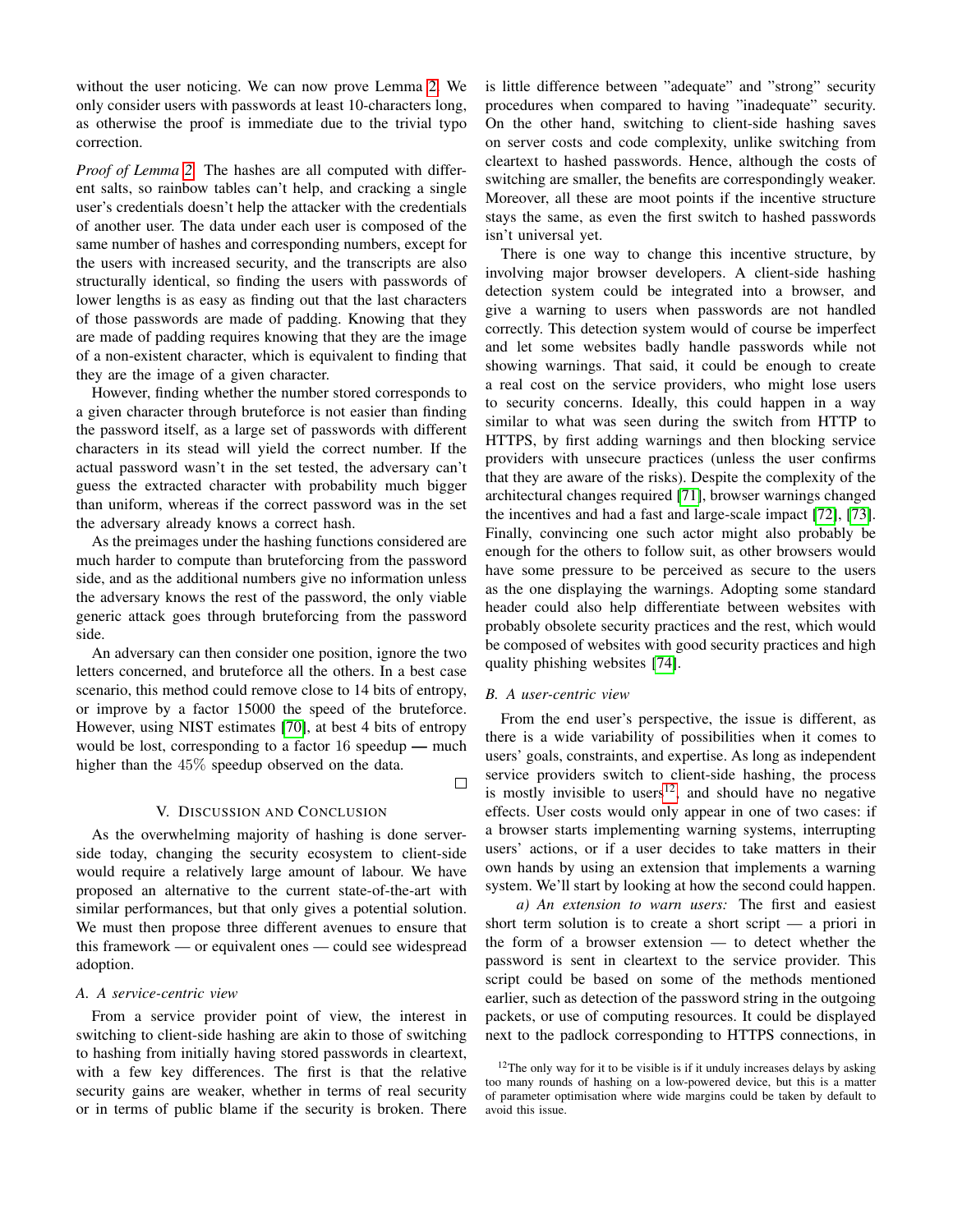without the user noticing. We can now prove Lemma 2. We only consider users with passwords at least 10-characters long, as otherwise the proof is immediate due to the trivial typo correction.

*Proof of Lemma 2.* The hashes are all computed with different salts, so rainbow tables can't help, and cracking a single user's credentials doesn't help the attacker with the credentials of another user. The data under each user is composed of the same number of hashes and corresponding numbers, except for the users with increased security, and the transcripts are also structurally identical, so finding the users with passwords of lower lengths is as easy as finding out that the last characters of those passwords are made of padding. Knowing that they are made of padding requires knowing that they are the image of a non-existent character, which is equivalent to finding that they are the image of a given character.

However, finding whether the number stored corresponds to a given character through bruteforce is not easier than finding the password itself, as a large set of passwords with different characters in its stead will yield the correct number. If the actual password wasn't in the set tested, the adversary can't guess the extracted character with probability much bigger than uniform, whereas if the correct password was in the set the adversary already knows a correct hash.

As the preimages under the hashing functions considered are much harder to compute than bruteforcing from the password side, and as the additional numbers give no information unless the adversary knows the rest of the password, the only viable generic attack goes through bruteforcing from the password side.

An adversary can then consider one position, ignore the two letters concerned, and bruteforce all the others. In a best case scenario, this method could remove close to 14 bits of entropy, or improve by a factor 15000 the speed of the bruteforce. However, using NIST estimates [70], at best 4 bits of entropy would be lost, corresponding to a factor 16 speedup — much higher than the $45\%$ speedup observed on the data. □

## V. Discussion and Conclusion

As the overwhelming majority of hashing is done server-side today, changing the security ecosystem to client-side would require a relatively large amount of labour. We have proposed an alternative to the current state-of-the-art with similar performances, but that only gives a potential solution. We must then propose three different avenues to ensure that this framework — or equivalent ones — could see widespread adoption.

### A. A service-centric view

From a service provider point of view, the interest in switching to client-side hashing are akin to those of switching to hashing from initially having stored passwords in cleartext, with a few key differences. The first is that the relative security gains are weaker, whether in terms of real security or in terms of public blame if the security is broken. There is little difference between "adequate" and "strong" security procedures when compared to having "inadequate" security. On the other hand, switching to client-side hashing saves on server costs and code complexity, unlike switching from cleartext to hashed passwords. Hence, although the costs of switching are smaller, the benefits are correspondingly weaker. Moreover, all these are moot points if the incentive structure stays the same, as even the first switch to hashed passwords isn't universal yet.

There is one way to change this incentive structure, by involving major browser developers. A client-side hashing detection system could be integrated into a browser, and give a warning to users when passwords are not handled correctly. This detection system would of course be imperfect and let some websites badly handle passwords while not showing warnings. That said, it could be enough to create a real cost on the service providers, who might lose users to security concerns. Ideally, this could happen in a way similar to what was seen during the switch from HTTP to HTTPS, by first adding warnings and then blocking service providers with unsecure practices (unless the user confirms that they are aware of the risks). Despite the complexity of the architectural changes required [71], browser warnings changed the incentives and had a fast and large-scale impact [72], [73]. Finally, convincing one such actor might also probably be enough for the others to follow suit, as other browsers would have some pressure to be perceived as secure to the users as the one displaying the warnings. Adopting some standard header could also help differentiate between websites with probably obsolete security practices and the rest, which would be composed of websites with good security practices and high quality phishing websites [74].

### B. A user-centric view

From the end user's perspective, the issue is different, as there is a wide variability of possibilities when it comes to users' goals, constraints, and expertise. As long as independent service providers switch to client-side hashing, the process is mostly invisible to users[12] and should have no negative effects. User costs would only appear in one of two cases: if a browser starts implementing warning systems, interrupting users' actions, or if a user decides to take matters in their own hands by using an extension that implements a warning system. We'll start by looking at how the second could happen.

*a) An extension to warn users:* The first and easiest short term solution is to create a short script — a priori in the form of a browser extension — to detect whether the password is sent in cleartext to the service provider. This script could be based on some of the methods mentioned earlier, such as detection of the password string in the outgoing packets, or use of computing resources. It could be displayed next to the padlock corresponding to HTTPS connections, in

[12] The only way for it to be visible is if it unduly increases delays by asking too many rounds of hashing on a low-powered device, but this is a matter of parameter optimisation where wide margins could be taken by default to avoid this issue.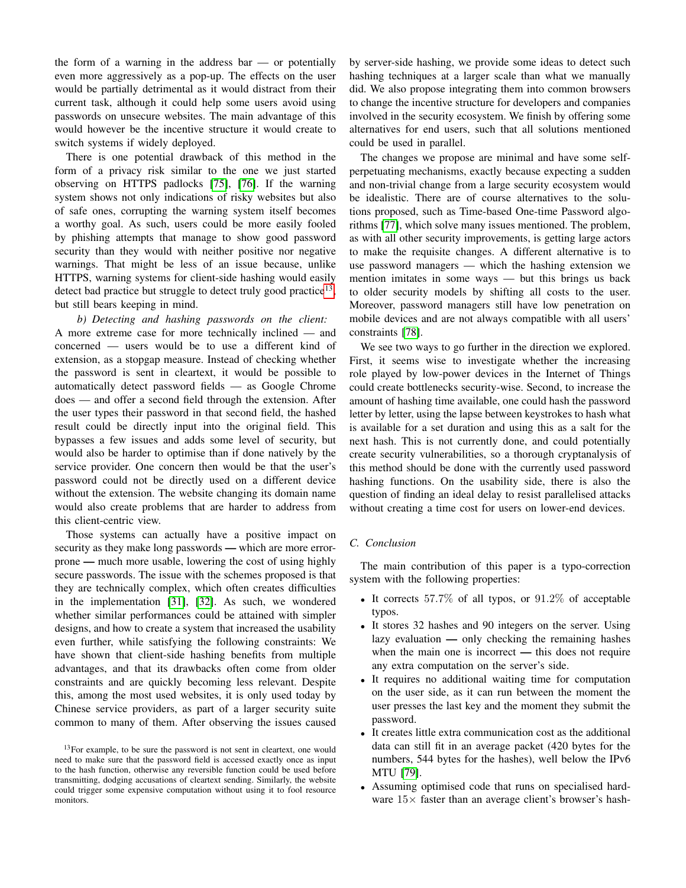the form of a warning in the address bar — or potentially even more aggressively as a pop-up. The effects on the user would be partially detrimental as it would distract from their current task, although it could help some users avoid using passwords on unsecure websites. The main advantage of this would however be the incentive structure it would create to switch systems if widely deployed.

There is one potential drawback of this method in the form of a privacy risk similar to the one we just started observing on HTTPS padlocks [75], [76]. If the warning system shows not only indications of risky websites but also of safe ones, corrupting the warning system itself becomes a worthy goal. As such, users could be more easily fooled by phishing attempts that manage to show good password security than they would with neither positive nor negative warnings. That might be less of an issue because, unlike HTTPS, warning systems for client-side hashing would easily detect bad practice but struggle to detect truly good practice[13], but still bears keeping in mind.

*b) Detecting and hashing passwords on the client:* A more extreme case for more technically inclined — and concerned — users would be to use a different kind of extension, as a stopgap measure. Instead of checking whether the password is sent in cleartext, it would be possible to automatically detect password fields — as Google Chrome does — and offer a second field through the extension. After the user types their password in that second field, the hashed result could be directly input into the original field. This bypasses a few issues and adds some level of security, but would also be harder to optimise than if done natively by the service provider. One concern then would be that the user's password could not be directly used on a different device without the extension. The website changing its domain name would also create problems that are harder to address from this client-centric view.

Those systems can actually have a positive impact on security as they make long passwords — which are more error-prone — much more usable, lowering the cost of using highly secure passwords. The issue with the schemes proposed is that they are technically complex, which often creates difficulties in the implementation [31], [32]. As such, we wondered whether similar performances could be attained with simpler designs, and how to create a system that increased the usability even further, while satisfying the following constraints: We have shown that client-side hashing benefits from multiple advantages, and that its drawbacks often come from older constraints and are quickly becoming less relevant. Despite this, among the most used websites, it is only used today by Chinese service providers, as part of a larger security suite common to many of them. After observing the issues caused by server-side hashing, we provide some ideas to detect such hashing techniques at a larger scale than what we manually did. We also propose integrating them into common browsers to change the incentive structure for developers and companies involved in the security ecosystem. We finish by offering some alternatives for end users, such that all solutions mentioned could be used in parallel.

The changes we propose are minimal and have some self-perpetuating mechanisms, exactly because expecting a sudden and non-trivial change from a large security ecosystem would be idealistic. There are of course alternatives to the solutions proposed, such as Time-based One-time Password algorithms [77], which solve many issues mentioned. The problem, as with all other security improvements, is getting large actors to make the requisite changes. A different alternative is to use password managers — which the hashing extension we mention imitates in some ways — but this brings us back to older security models by shifting all costs to the user. Moreover, password managers still have low penetration on mobile devices and are not always compatible with all users' constraints [78].

We see two ways to go further in the direction we explored. First, it seems wise to investigate whether the increasing role played by low-power devices in the Internet of Things could create bottlenecks security-wise. Second, to increase the amount of hashing time available, one could hash the password letter by letter, using the lapse between keystrokes to hash what is available for a set duration and using this as a salt for the next hash. This is not currently done, and could potentially create security vulnerabilities, so a thorough cryptanalysis of this method should be done with the currently used password hashing functions. On the usability side, there is also the question of finding an ideal delay to resist parallelised attacks without creating a time cost for users on lower-end devices.

### C. Conclusion

The main contribution of this paper is a typo-correction system with the following properties:

- It corrects 57.7% of all typos, or 91.2% of acceptable typos.
- It stores 32 hashes and 90 integers on the server. Using lazy evaluation — only checking the remaining hashes when the main one is incorrect — this does not require any extra computation on the server's side.
- It requires no additional waiting time for computation on the user side, as it can run between the moment the user presses the last key and the moment they submit the password.
- It creates little extra communication cost as the additional data can still fit in an average packet (420 bytes for the numbers, 544 bytes for the hashes), well below the IPv6 MTU [79].
- Assuming optimised code that runs on specialised hardware 15× faster than an average client's browser's hash-

[13] For example, to be sure the password is not sent in cleartext, one would need to make sure that the password field is accessed exactly once as input to the hash function, otherwise any reversible function could be used before transmitting, dodging accusations of cleartext sending. Similarly, the website could trigger some expensive computation without using it to fool resource monitors.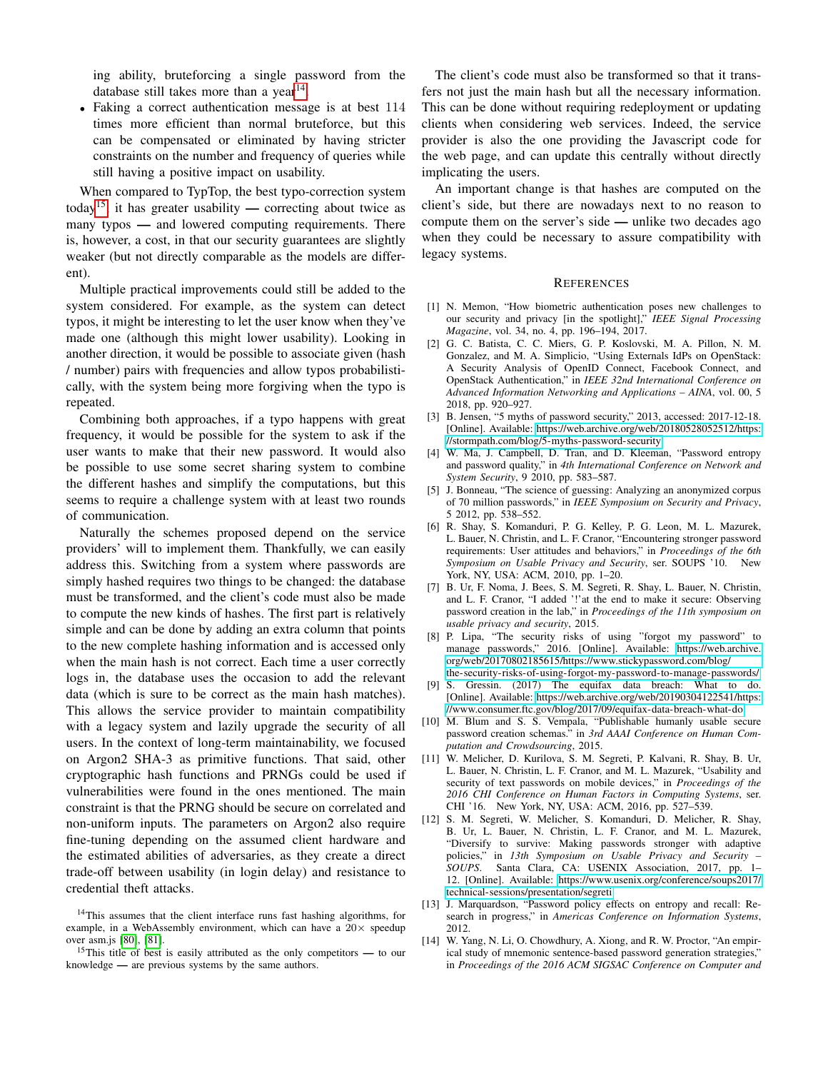ing ability, bruteforcing a single password from the database still takes more than a year[14].

- Faking a correct authentication message is at best 114 times more efficient than normal bruteforce, but this can be compensated or eliminated by having stricter constraints on the number and frequency of queries while still having a positive impact on usability.

When compared to TypTop, the best typo-correction system today[15], it has greater usability — correcting about twice as many typos — and lowered computing requirements. There is, however, a cost, in that our security guarantees are slightly weaker (but not directly comparable as the models are different).

Multiple practical improvements could still be added to the system considered. For example, as the system can detect typos, it might be interesting to let the user know when they've made one (although this might lower usability). Looking in another direction, it would be possible to associate given (hash / number) pairs with frequencies and allow typos probabilistically, with the system being more forgiving when the typo is repeated.

Combining both approaches, if a typo happens with great frequency, it would be possible for the system to ask if the user wants to make that their new password. It would also be possible to use some secret sharing system to combine the different hashes and simplify the computations, but this seems to require a challenge system with at least two rounds of communication.

Naturally the schemes proposed depend on the service providers' will to implement them. Thankfully, we can easily address this. Switching from a system where passwords are simply hashed requires two things to be changed: the database must be transformed, and the client's code must also be made to compute the new kinds of hashes. The first part is relatively simple and can be done by adding an extra column that points to the new complete hashing information and is accessed only when the main hash is not correct. Each time a user correctly logs in, the database uses the occasion to add the relevant data (which is sure to be correct as the main hash matches). This allows the service provider to maintain compatibility with a legacy system and lazily upgrade the security of all users. In the context of long-term maintainability, we focused on Argon2 SHA-3 as primitive functions. That said, other cryptographic hash functions and PRNGs could be used if vulnerabilities were found in the ones mentioned. The main constraint is that the PRNG should be secure on correlated and non-uniform inputs. The parameters on Argon2 also require fine-tuning depending on the assumed client hardware and the estimated abilities of adversaries, as they create a direct trade-off between usability (in login delay) and resistance to credential theft attacks.

The client's code must also be transformed so that it transfers not just the main hash but all the necessary information. This can be done without requiring redeployment or updating clients when considering web services. Indeed, the service provider is also the one providing the Javascript code for the web page, and can update this centrally without directly implicating the users.

An important change is that hashes are computed on the client's side, but there are nowadays next to no reason to compute them on the server's side — unlike two decades ago when they could be necessary to assure compatibility with legacy systems.

[14]This assumes that the client interface runs fast hashing algorithms, for example, in a WebAssembly environment, which can have a $20\times$ speedup over asm.js [80], [81].

[15]This title of best is easily attributed as the only competitors — to our knowledge — are previous systems by the same authors.

## References

[1] N. Memon, "How biometric authentication poses new challenges to our security and privacy [in the spotlight]," *IEEE Signal Processing Magazine*, vol. 34, no. 4, pp. 196–194, 2017.

[2] G. C. Batista, C. C. Miers, G. P. Koslovski, M. A. Pillon, N. M. Gonzalez, and M. A. Simplicio, "Using Externals IdPs on OpenStack: A Security Analysis of OpenID Connect, Facebook Connect, and OpenStack Authentication," in *IEEE 32nd International Conference on Advanced Information Networking and Applications – AINA*, vol. 00, 5 2018, pp. 920–927.

[3] B. Jensen, "5 myths of password security," 2013, accessed: 2017-12-18. [Online]. Available: https://web.archive.org/web/20180528052512/https://stormpath.com/blog/5-myths-password-security

[4] W. Ma, J. Campbell, D. Tran, and D. Kleeman, "Password entropy and password quality," in *4th International Conference on Network and System Security*, 9 2010, pp. 583–587.

[5] J. Bonneau, "The science of guessing: Analyzing an anonymized corpus of 70 million passwords," in *IEEE Symposium on Security and Privacy*, 5 2012, pp. 538–552.

[6] R. Shay, S. Komanduri, P. G. Kelley, P. G. Leon, M. L. Mazurek, L. Bauer, N. Christin, and L. F. Cranor, "Encountering stronger password requirements: User attitudes and behaviors," in *Proceedings of the 6th Symposium on Usable Privacy and Security*, ser. SOUPS '10. New York, NY, USA: ACM, 2010, pp. 1–20.

[7] B. Ur, F. Noma, J. Bees, S. M. Segreti, R. Shay, L. Bauer, N. Christin, and L. F. Cranor, "I added '!'at the end to make it secure: Observing password creation in the lab," in *Proceedings of the 11th symposium on usable privacy and security*, 2015.

[8] P. Lipa, "The security risks of using "forgot my password" to manage passwords," 2016. [Online]. Available: https://web.archive.org/web/20170802185615/https://www.stickypassword.com/blog/the-security-risks-of-using-forgot-my-password-to-manage-passwords/

[9] S. Gressin. (2017) The equifax data breach: What to do. [Online]. Available: https://web.archive.org/web/20190304122541/https://www.consumer.ftc.gov/blog/2017/09/equifax-data-breach-what-do

[10] M. Blum and S. S. Vempala, "Publishable humanly usable secure password creation schemas." in *3rd AAAI Conference on Human Computation and Crowdsourcing*, 2015.

[11] W. Melicher, D. Kurilova, S. M. Segreti, P. Kalvani, R. Shay, B. Ur, L. Bauer, N. Christin, L. F. Cranor, and M. L. Mazurek, "Usability and security of text passwords on mobile devices," in *Proceedings of the 2016 CHI Conference on Human Factors in Computing Systems*, ser. CHI '16. New York, NY, USA: ACM, 2016, pp. 527–539.

[12] S. M. Segreti, W. Melicher, S. Komanduri, D. Melicher, R. Shay, B. Ur, L. Bauer, N. Christin, L. F. Cranor, and M. L. Mazurek, "Diversify to survive: Making passwords stronger with adaptive policies," in *13th Symposium on Usable Privacy and Security – SOUPS*. Santa Clara, CA: USENIX Association, 2017, pp. 1–12. [Online]. Available: https://www.usenix.org/conference/soups2017/technical-sessions/presentation/segreti

[13] J. Marquardson, "Password policy effects on entropy and recall: Research in progress," in *Americas Conference on Information Systems*, 2012.

[14] W. Yang, N. Li, O. Chowdhury, A. Xiong, and R. W. Proctor, "An empirical study of mnemonic sentence-based password generation strategies," in *Proceedings of the 2016 ACM SIGSAC Conference on Computer and*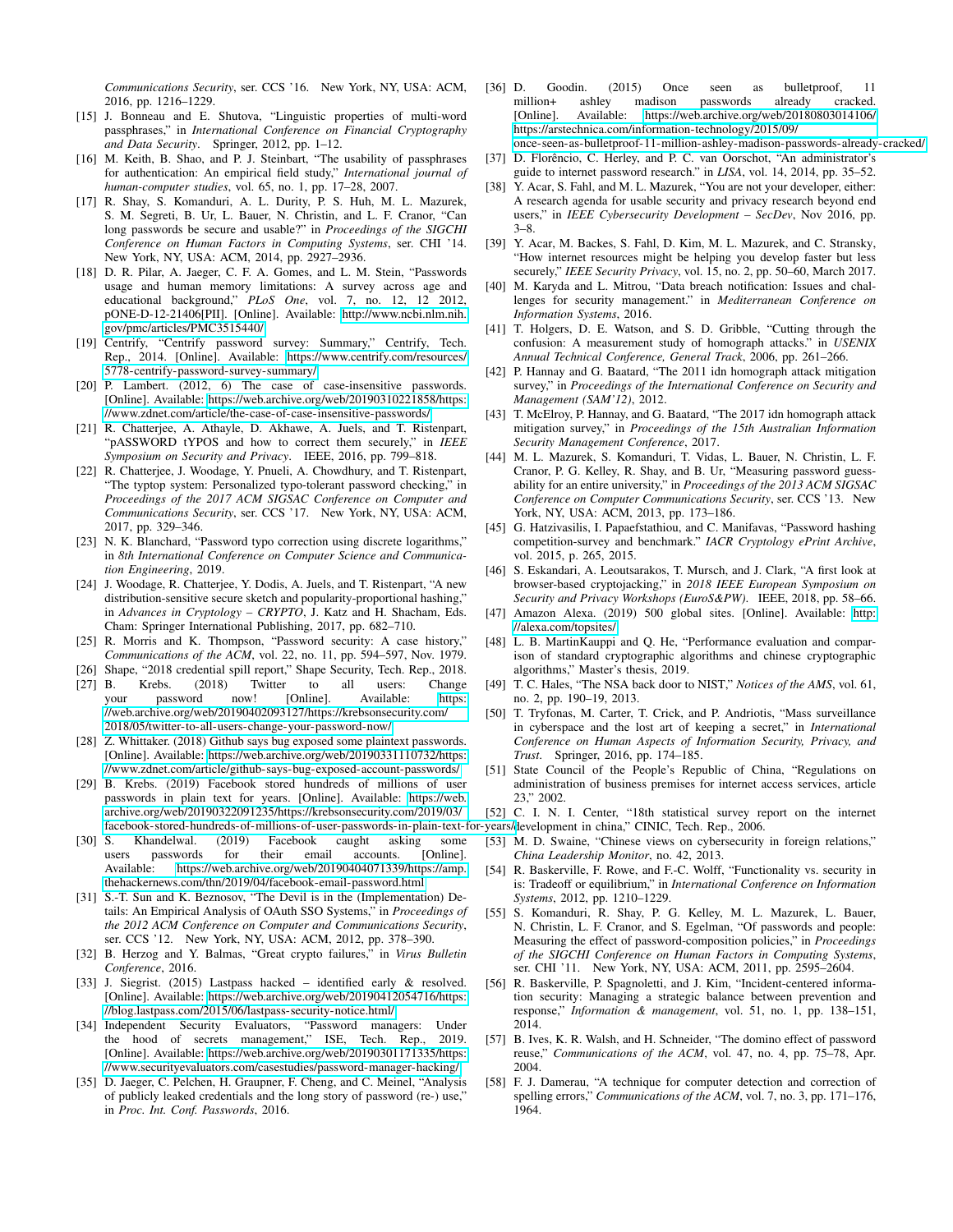*Communications Security*, ser. CCS '16. New York, NY, USA: ACM, 2016, pp. 1216–1229.

[15] J. Bonneau and E. Shutova, "Linguistic properties of multi-word passphrases," in *International Conference on Financial Cryptography and Data Security*. Springer, 2012, pp. 1–12.

[16] M. Keith, B. Shao, and P. J. Steinbart, "The usability of passphrases for authentication: An empirical field study," *International journal of human-computer studies*, vol. 65, no. 1, pp. 17–28, 2007.

[17] R. Shay, S. Komanduri, A. L. Durity, P. S. Huh, M. L. Mazurek, S. M. Segreti, B. Ur, L. Bauer, N. Christin, and L. F. Cranor, "Can long passwords be secure and usable?" in *Proceedings of the SIGCHI Conference on Human Factors in Computing Systems*, ser. CHI '14. New York, NY, USA: ACM, 2014, pp. 2927–2936.

[18] D. R. Pilar, A. Jaeger, C. F. A. Gomes, and L. M. Stein, "Passwords usage and human memory limitations: A survey across age and educational background," *PLoS One*, vol. 7, no. 12, 12 2012, pONE-D-12-21406[PII]. [Online]. Available: http://www.ncbi.nlm.nih.gov/pmc/articles/PMC3515440/

[19] Centrify, "Centrify password survey: Summary," Centrify, Tech. Rep., 2014. [Online]. Available: https://www.centrify.com/resources/5778-centrify-password-survey-summary/

[20] P. Lambert. (2012, 6) The case of case-insensitive passwords. [Online]. Available: https://web.archive.org/web/20190310221858/https://www.zdnet.com/article/the-case-of-case-insensitive-passwords/

[21] R. Chatterjee, A. Athayle, D. Akhawe, A. Juels, and T. Ristenpart, "pASSWORD tYPOS and how to correct them securely," in *IEEE Symposium on Security and Privacy*. IEEE, 2016, pp. 799–818.

[22] R. Chatterjee, J. Woodage, Y. Pnueli, A. Chowdhury, and T. Ristenpart, "The typtop system: Personalized typo-tolerant password checking," in *Proceedings of the 2017 ACM SIGSAC Conference on Computer and Communications Security*, ser. CCS '17. New York, NY, USA: ACM, 2017, pp. 329–346.

[23] N. K. Blanchard, "Password typo correction using discrete logarithms," in *8th International Conference on Computer Science and Communication Engineering*, 2019.

[24] J. Woodage, R. Chatterjee, Y. Dodis, A. Juels, and T. Ristenpart, "A new distribution-sensitive secure sketch and popularity-proportional hashing," in *Advances in Cryptology – CRYPTO*, J. Katz and H. Shacham, Eds. Cham: Springer International Publishing, 2017, pp. 682–710.

[25] R. Morris and K. Thompson, "Password security: A case history," *Communications of the ACM*, vol. 22, no. 11, pp. 594–597, Nov. 1979.

[26] Shape, "2018 credential spill report," Shape Security, Tech. Rep., 2018.

[27] B. Krebs. (2018) Twitter to all users: Change your password now! [Online]. Available: https://web.archive.org/web/20190402093127/https://krebsonsecurity.com/2018/05/twitter-to-all-users-change-your-password-now/

[28] Z. Whittaker. (2018) Github says bug exposed some plaintext passwords. [Online]. Available: https://web.archive.org/web/20190331110732/https://www.zdnet.com/article/github-says-bug-exposed-account-passwords/

[29] B. Krebs. (2019) Facebook stored hundreds of millions of user passwords in plain text for years. [Online]. Available: https://web.archive.org/web/20190322091235/https://krebsonsecurity.com/2019/03/facebook-stored-hundreds-of-millions-of-user-passwords-in-plain-text-for-years/

[30] S. Khandelwal. (2019) Facebook caught asking some users passwords for their email accounts. [Online]. Available: https://web.archive.org/web/20190404071339/https://amp.thehackernews.com/thn/2019/04/facebook-email-password.html

[31] S.-T. Sun and K. Beznosov, "The Devil is in the (Implementation) Details: An Empirical Analysis of OAuth SSO Systems," in *Proceedings of the 2012 ACM Conference on Computer and Communications Security*, ser. CCS '12. New York, NY, USA: ACM, 2012, pp. 378–390.

[32] B. Herzog and Y. Balmas, "Great crypto failures," in *Virus Bulletin Conference*, 2016.

[33] J. Siegrist. (2015) Lastpass hacked – identified early & resolved. [Online]. Available: https://web.archive.org/web/20190412054716/https://blog.lastpass.com/2015/06/lastpass-security-notice.html/

[34] Independent Security Evaluators, "Password managers: Under the hood of secrets management," ISE, Tech. Rep., 2019. [Online]. Available: https://web.archive.org/web/20190301171335/https://www.securityevaluators.com/casestudies/password-manager-hacking/

[35] D. Jaeger, C. Pelchen, H. Graupner, F. Cheng, and C. Meinel, "Analysis of publicly leaked credentials and the long story of password (re-) use," in *Proc. Int. Conf. Passwords*, 2016.

[36] D. Goodin. (2015) Once seen as bulletproof, 11 million+ ashley madison passwords already cracked. [Online]. Available: https://web.archive.org/web/20180803014106/https://arstechnica.com/information-technology/2015/09/once-seen-as-bulletproof-11-million-ashley-madison-passwords-already-cracked/

[37] D. Florêncio, C. Herley, and P. C. van Oorschot, "An administrator's guide to internet password research." in *LISA*, vol. 14, 2014, pp. 35–52.

[38] Y. Acar, S. Fahl, and M. L. Mazurek, "You are not your developer, either: A research agenda for usable security and privacy research beyond end users," in *IEEE Cybersecurity Development – SecDev*, Nov 2016, pp. 3–8.

[39] Y. Acar, M. Backes, S. Fahl, D. Kim, M. L. Mazurek, and C. Stransky, "How internet resources might be helping you develop faster but less securely," *IEEE Security Privacy*, vol. 15, no. 2, pp. 50–60, March 2017.

[40] M. Karyda and L. Mitrou, "Data breach notification: Issues and challenges for security management." in *Mediterranean Conference on Information Systems*, 2016.

[41] T. Holgers, D. E. Watson, and S. D. Gribble, "Cutting through the confusion: A measurement study of homograph attacks." in *USENIX Annual Technical Conference, General Track*, 2006, pp. 261–266.

[42] P. Hannay and G. Baatard, "The 2011 idn homograph attack mitigation survey," in *Proceedings of the International Conference on Security and Management (SAM'12)*, 2012.

[43] T. McElroy, P. Hannay, and G. Baatard, "The 2017 idn homograph attack mitigation survey," in *Proceedings of the 15th Australian Information Security Management Conference*, 2017.

[44] M. L. Mazurek, S. Komanduri, T. Vidas, L. Bauer, N. Christin, L. F. Cranor, P. G. Kelley, R. Shay, and B. Ur, "Measuring password guessability for an entire university," in *Proceedings of the 2013 ACM SIGSAC Conference on Computer Communications Security*, ser. CCS '13. New York, NY, USA: ACM, 2013, pp. 173–186.

[45] G. Hatzivasilis, I. Papaefstathiou, and C. Manifavas, "Password hashing competition-survey and benchmark." *IACR Cryptology ePrint Archive*, vol. 2015, p. 265, 2015.

[46] S. Eskandari, A. Leoutsarakos, T. Mursch, and J. Clark, "A first look at browser-based cryptojacking," in *2018 IEEE European Symposium on Security and Privacy Workshops (EuroS&PW)*. IEEE, 2018, pp. 58–66.

[47] Amazon Alexa. (2019) 500 global sites. [Online]. Available: http://alexa.com/topsites/

[48] L. B. MartinKauppi and Q. He, "Performance evaluation and comparison of standard cryptographic algorithms and chinese cryptographic algorithms," Master's thesis, 2019.

[49] T. C. Hales, "The NSA back door to NIST," *Notices of the AMS*, vol. 61, no. 2, pp. 190–19, 2013.

[50] T. Tryfonas, M. Carter, T. Crick, and P. Andriotis, "Mass surveillance in cyberspace and the lost art of keeping a secret," in *International Conference on Human Aspects of Information Security, Privacy, and Trust*. Springer, 2016, pp. 174–185.

[51] State Council of the People's Republic of China, "Regulations on administration of business premises for internet access services, article 23," 2002.

[52] C. I. N. I. Center, "18th statistical survey report on the internet development in china," CINIC, Tech. Rep., 2006.

[53] M. D. Swaine, "Chinese views on cybersecurity in foreign relations," *China Leadership Monitor*, no. 42, 2013.

[54] R. Baskerville, F. Rowe, and F.-C. Wolff, "Functionality vs. security in is: Tradeoff or equilibrium," in *International Conference on Information Systems*, 2012, pp. 1210–1229.

[55] S. Komanduri, R. Shay, P. G. Kelley, M. L. Mazurek, L. Bauer, N. Christin, L. F. Cranor, and S. Egelman, "Of passwords and people: Measuring the effect of password-composition policies," in *Proceedings of the SIGCHI Conference on Human Factors in Computing Systems*, ser. CHI '11. New York, NY, USA: ACM, 2011, pp. 2595–2604.

[56] R. Baskerville, P. Spagnoletti, and J. Kim, "Incident-centered information security: Managing a strategic balance between prevention and response," *Information & management*, vol. 51, no. 1, pp. 138–151, 2014.

[57] B. Ives, K. R. Walsh, and H. Schneider, "The domino effect of password reuse," *Communications of the ACM*, vol. 47, no. 4, pp. 75–78, Apr. 2004.

[58] F. J. Damerau, "A technique for computer detection and correction of spelling errors," *Communications of the ACM*, vol. 7, no. 3, pp. 171–176, 1964.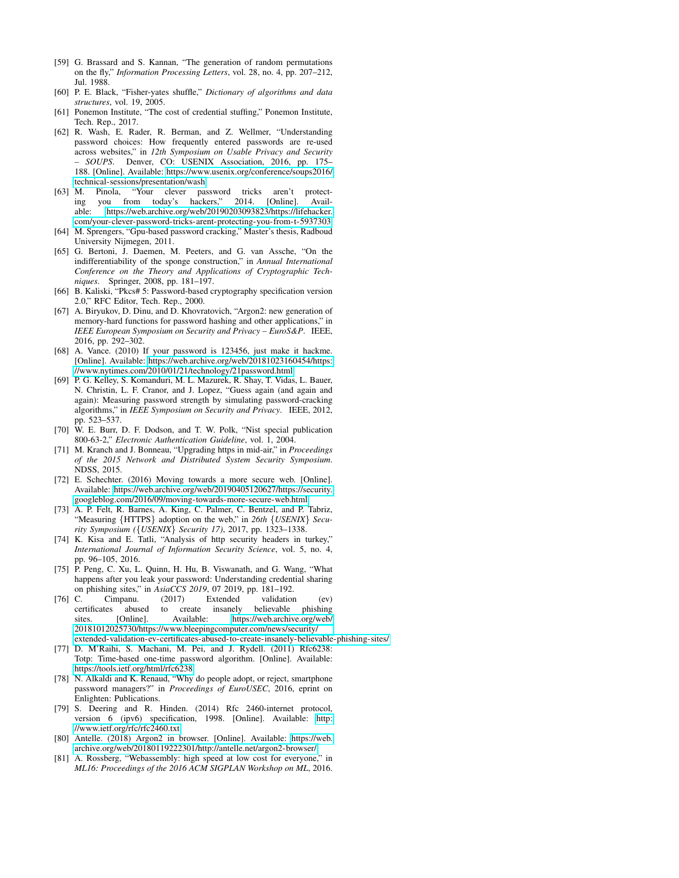[59] G. Brassard and S. Kannan, "The generation of random permutations on the fly," *Information Processing Letters*, vol. 28, no. 4, pp. 207–212, Jul. 1988.

[60] P. E. Black, "Fisher-yates shuffle," *Dictionary of algorithms and data structures*, vol. 19, 2005.

[61] Ponemon Institute, "The cost of credential stuffing," Ponemon Institute, Tech. Rep., 2017.

[62] R. Wash, E. Rader, R. Berman, and Z. Wellmer, "Understanding password choices: How frequently entered passwords are re-used across websites," in *12th Symposium on Usable Privacy and Security – SOUPS*. Denver, CO: USENIX Association, 2016, pp. 175–188. [Online]. Available: https://www.usenix.org/conference/soups2016/technical-sessions/presentation/wash

[63] M. Pinola, "Your clever password tricks aren't protecting you from today's hackers," 2014. [Online]. Available: https://web.archive.org/web/20190203093823/https://lifehacker.com/your-clever-password-tricks-arent-protecting-you-from-t-5937303

[64] M. Sprengers, "Gpu-based password cracking," Master's thesis, Radboud University Nijmegen, 2011.

[65] G. Bertoni, J. Daemen, M. Peeters, and G. van Assche, "On the indifferentiability of the sponge construction," in *Annual International Conference on the Theory and Applications of Cryptographic Techniques*. Springer, 2008, pp. 181–197.

[66] B. Kaliski, "Pkcs# 5: Password-based cryptography specification version 2.0," RFC Editor, Tech. Rep., 2000.

[67] A. Biryukov, D. Dinu, and D. Khovratovich, "Argon2: new generation of memory-hard functions for password hashing and other applications," in *IEEE European Symposium on Security and Privacy – EuroS&P*. IEEE, 2016, pp. 292–302.

[68] A. Vance. (2010) If your password is 123456, just make it hackme. [Online]. Available: https://web.archive.org/web/20181023160454/https://www.nytimes.com/2010/01/21/technology/21password.html

[69] P. G. Kelley, S. Komanduri, M. L. Mazurek, R. Shay, T. Vidas, L. Bauer, N. Christin, L. F. Cranor, and J. Lopez, "Guess again (and again and again): Measuring password strength by simulating password-cracking algorithms," in *IEEE Symposium on Security and Privacy*. IEEE, 2012, pp. 523–537.

[70] W. E. Burr, D. F. Dodson, and T. W. Polk, "Nist special publication 800-63-2," *Electronic Authentication Guideline*, vol. 1, 2004.

[71] M. Kranch and J. Bonneau, "Upgrading https in mid-air," in *Proceedings of the 2015 Network and Distributed System Security Symposium*. NDSS, 2015.

[72] E. Schechter. (2016) Moving towards a more secure web. [Online]. Available: https://web.archive.org/web/20190405120627/https://security.googleblog.com/2016/09/moving-towards-more-secure-web.html

[73] A. P. Felt, R. Barnes, A. King, C. Palmer, C. Bentzel, and P. Tabriz, "Measuring {HTTPS} adoption on the web," in *26th {USENIX} Security Symposium ({USENIX} Security 17)*, 2017, pp. 1323–1338.

[74] K. Kisa and E. Tatli, "Analysis of http security headers in turkey," *International Journal of Information Security Science*, vol. 5, no. 4, pp. 96–105, 2016.

[75] P. Peng, C. Xu, L. Quinn, H. Hu, B. Viswanath, and G. Wang, "What happens after you leak your password: Understanding credential sharing on phishing sites," in *AsiaCCS 2019*, 07 2019, pp. 181–192.

[76] C. Cimpanu. (2017) Extended validation (ev) certificates abused to create insanely believable phishing sites. [Online]. Available: https://web.archive.org/web/20181012025730/https://www.bleepingcomputer.com/news/security/extended-validation-ev-certificates-abused-to-create-insanely-believable-phishing-sites/

[77] D. M'Raihi, S. Machani, M. Pei, and J. Rydell. (2011) Rfc6238: Totp: Time-based one-time password algorithm. [Online]. Available: https://tools.ietf.org/html/rfc6238

[78] N. Alkaldi and K. Renaud, "Why do people adopt, or reject, smartphone password managers?" in *Proceedings of EuroUSEC*, 2016, eprint on Enlighten: Publications.

[79] S. Deering and R. Hinden. (2014) Rfc 2460-internet protocol, version 6 (ipv6) specification, 1998. [Online]. Available: http://www.ietf.org/rfc/rfc2460.txt

[80] Antelle. (2018) Argon2 in browser. [Online]. Available: https://web.archive.org/web/20180119222301/http://antelle.net/argon2-browser/

[81] A. Rossberg, "Webassembly: high speed at low cost for everyone," in *ML16: Proceedings of the 2016 ACM SIGPLAN Workshop on ML*, 2016.